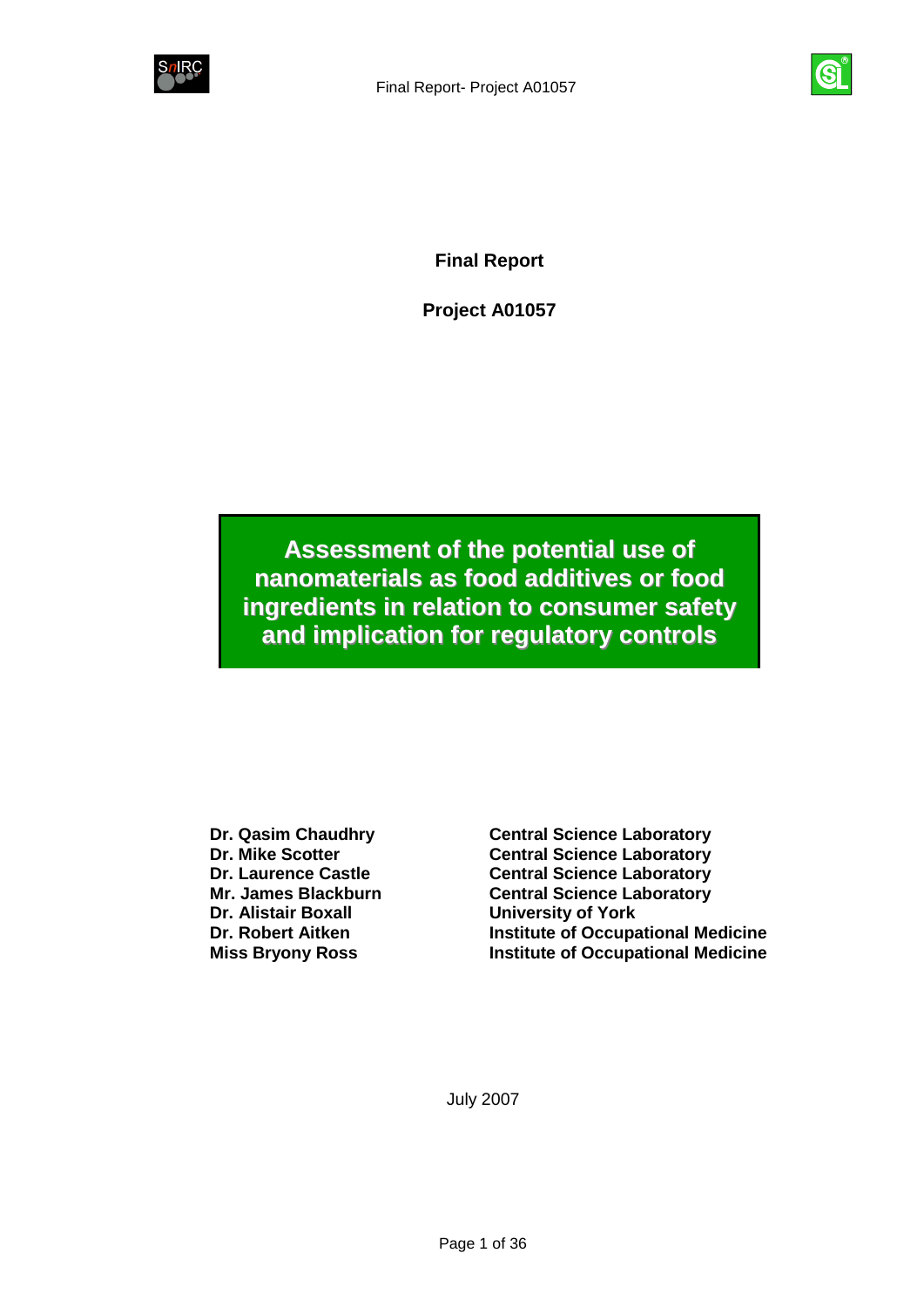**Final Report**

**Project A01057**

# Assessment of the potential use of nanomaterials as food additives or food ingredients in relation to consumer safety and implication for regulatory controls

| | |
|---|---|
| **Dr. Qasim Chaudhry** | **Central Science Laboratory** |
| **Dr. Mike Scotter** | **Central Science Laboratory** |
| **Dr. Laurence Castle** | **Central Science Laboratory** |
| **Mr. James Blackburn** | **Central Science Laboratory** |
| **Dr. Alistair Boxall** | **University of York** |
| **Dr. Robert Aitken** | **Institute of Occupational Medicine** |
| **Miss Bryony Ross** | **Institute of Occupational Medicine** |

July 2007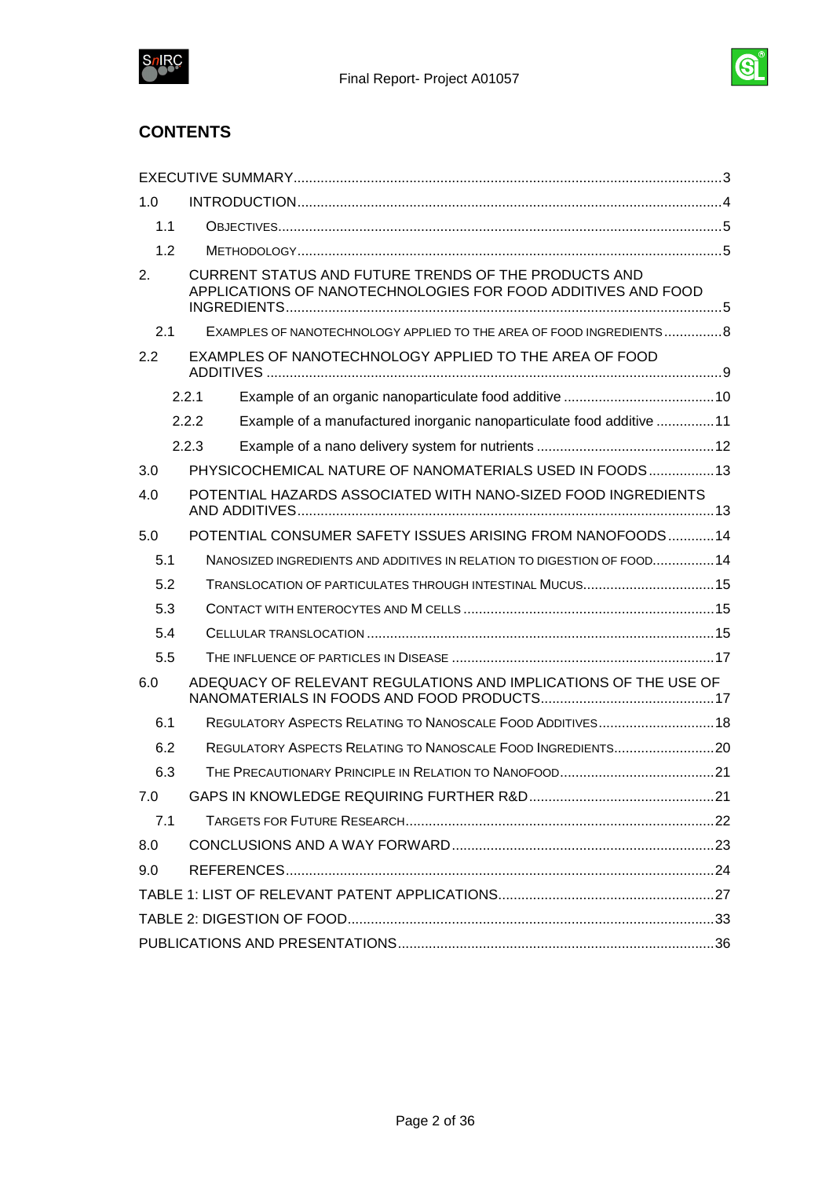# CONTENTS

- EXECUTIVE SUMMARY ..... 3
- 1.0 INTRODUCTION ..... 4
  - 1.1 OBJECTIVES ..... 5
  - 1.2 METHODOLOGY ..... 5
- 2. CURRENT STATUS AND FUTURE TRENDS OF THE PRODUCTS AND APPLICATIONS OF NANOTECHNOLOGIES FOR FOOD ADDITIVES AND FOOD INGREDIENTS ..... 5
  - 2.1 EXAMPLES OF NANOTECHNOLOGY APPLIED TO THE AREA OF FOOD INGREDIENTS ..... 8
- 2.2 EXAMPLES OF NANOTECHNOLOGY APPLIED TO THE AREA OF FOOD ADDITIVES ..... 9
  - 2.2.1 Example of an organic nanoparticulate food additive ..... 10
  - 2.2.2 Example of a manufactured inorganic nanoparticulate food additive ..... 11
  - 2.2.3 Example of a nano delivery system for nutrients ..... 12
- 3.0 PHYSICOCHEMICAL NATURE OF NANOMATERIALS USED IN FOODS ..... 13
- 4.0 POTENTIAL HAZARDS ASSOCIATED WITH NANO-SIZED FOOD INGREDIENTS AND ADDITIVES ..... 13
- 5.0 POTENTIAL CONSUMER SAFETY ISSUES ARISING FROM NANOFOODS ..... 14
  - 5.1 NANOSIZED INGREDIENTS AND ADDITIVES IN RELATION TO DIGESTION OF FOOD ..... 14
  - 5.2 TRANSLOCATION OF PARTICULATES THROUGH INTESTINAL MUCUS ..... 15
  - 5.3 CONTACT WITH ENTEROCYTES AND M CELLS ..... 15
  - 5.4 CELLULAR TRANSLOCATION ..... 15
  - 5.5 THE INFLUENCE OF PARTICLES IN DISEASE ..... 17
- 6.0 ADEQUACY OF RELEVANT REGULATIONS AND IMPLICATIONS OF THE USE OF NANOMATERIALS IN FOODS AND FOOD PRODUCTS ..... 17
  - 6.1 REGULATORY ASPECTS RELATING TO NANOSCALE FOOD ADDITIVES ..... 18
  - 6.2 REGULATORY ASPECTS RELATING TO NANOSCALE FOOD INGREDIENTS ..... 20
  - 6.3 THE PRECAUTIONARY PRINCIPLE IN RELATION TO NANOFOOD ..... 21
- 7.0 GAPS IN KNOWLEDGE REQUIRING FURTHER R&D ..... 21
  - 7.1 TARGETS FOR FUTURE RESEARCH ..... 22
- 8.0 CONCLUSIONS AND A WAY FORWARD ..... 23
- 9.0 REFERENCES ..... 24
- TABLE 1: LIST OF RELEVANT PATENT APPLICATIONS ..... 27
- TABLE 2: DIGESTION OF FOOD ..... 33
- PUBLICATIONS AND PRESENTATIONS ..... 36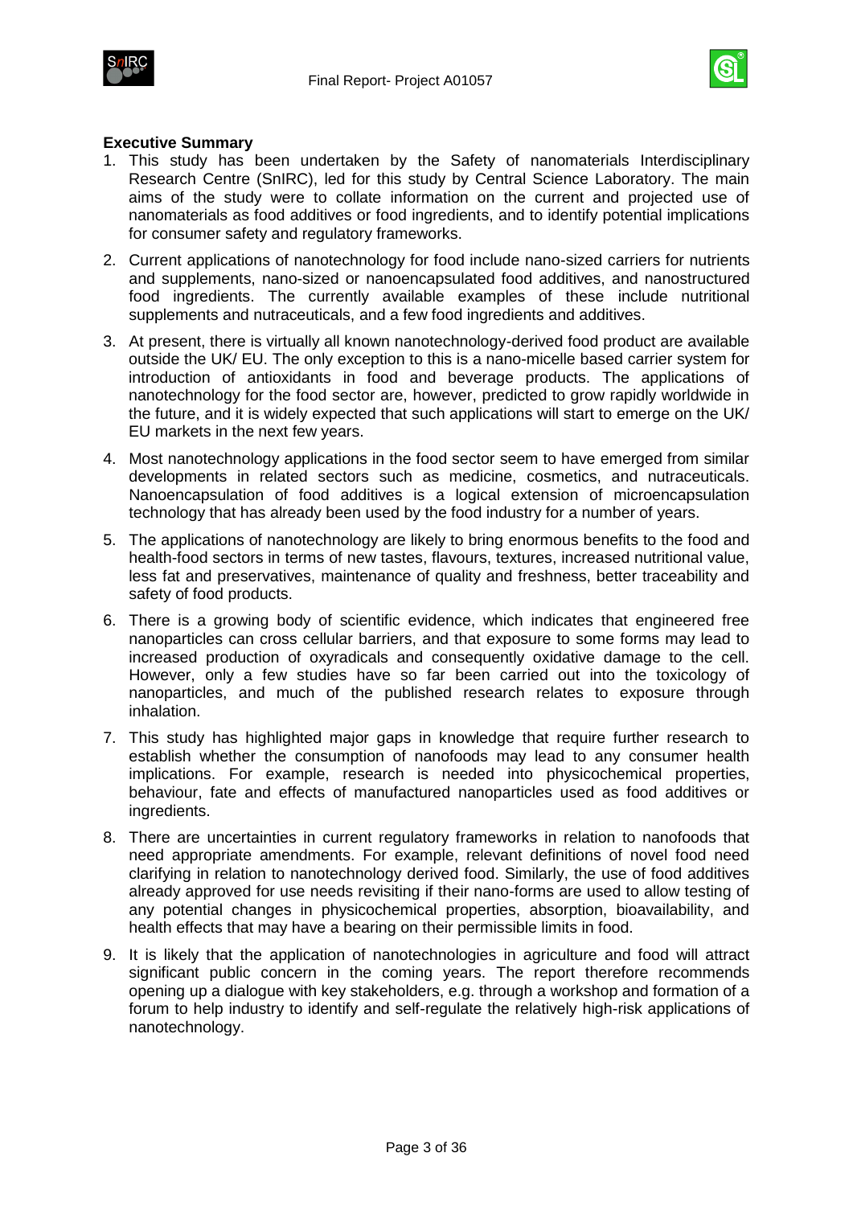**Executive Summary**

1. This study has been undertaken by the Safety of nanomaterials Interdisciplinary Research Centre (SnIRC), led for this study by Central Science Laboratory. The main aims of the study were to collate information on the current and projected use of nanomaterials as food additives or food ingredients, and to identify potential implications for consumer safety and regulatory frameworks.

2. Current applications of nanotechnology for food include nano-sized carriers for nutrients and supplements, nano-sized or nanoencapsulated food additives, and nanostructured food ingredients. The currently available examples of these include nutritional supplements and nutraceuticals, and a few food ingredients and additives.

3. At present, there is virtually all known nanotechnology-derived food product are available outside the UK/ EU. The only exception to this is a nano-micelle based carrier system for introduction of antioxidants in food and beverage products. The applications of nanotechnology for the food sector are, however, predicted to grow rapidly worldwide in the future, and it is widely expected that such applications will start to emerge on the UK/ EU markets in the next few years.

4. Most nanotechnology applications in the food sector seem to have emerged from similar developments in related sectors such as medicine, cosmetics, and nutraceuticals. Nanoencapsulation of food additives is a logical extension of microencapsulation technology that has already been used by the food industry for a number of years.

5. The applications of nanotechnology are likely to bring enormous benefits to the food and health-food sectors in terms of new tastes, flavours, textures, increased nutritional value, less fat and preservatives, maintenance of quality and freshness, better traceability and safety of food products.

6. There is a growing body of scientific evidence, which indicates that engineered free nanoparticles can cross cellular barriers, and that exposure to some forms may lead to increased production of oxyradicals and consequently oxidative damage to the cell. However, only a few studies have so far been carried out into the toxicology of nanoparticles, and much of the published research relates to exposure through inhalation.

7. This study has highlighted major gaps in knowledge that require further research to establish whether the consumption of nanofoods may lead to any consumer health implications. For example, research is needed into physicochemical properties, behaviour, fate and effects of manufactured nanoparticles used as food additives or ingredients.

8. There are uncertainties in current regulatory frameworks in relation to nanofoods that need appropriate amendments. For example, relevant definitions of novel food need clarifying in relation to nanotechnology derived food. Similarly, the use of food additives already approved for use needs revisiting if their nano-forms are used to allow testing of any potential changes in physicochemical properties, absorption, bioavailability, and health effects that may have a bearing on their permissible limits in food.

9. It is likely that the application of nanotechnologies in agriculture and food will attract significant public concern in the coming years. The report therefore recommends opening up a dialogue with key stakeholders, e.g. through a workshop and formation of a forum to help industry to identify and self-regulate the relatively high-risk applications of nanotechnology.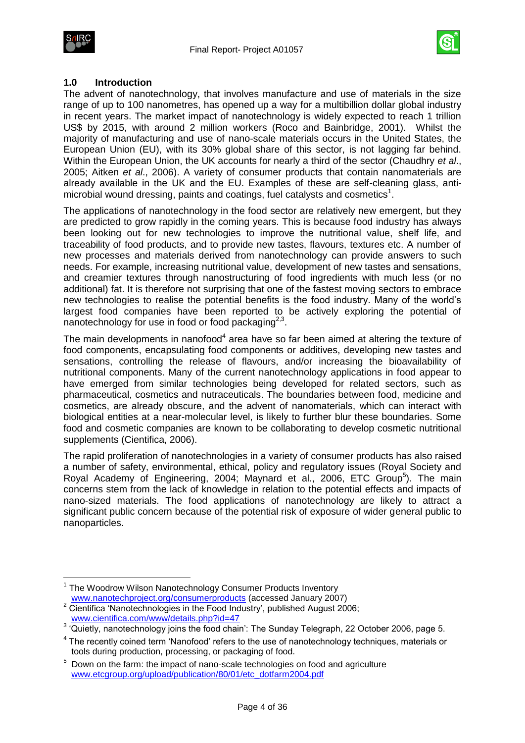## 1.0 Introduction

The advent of nanotechnology, that involves manufacture and use of materials in the size range of up to 100 nanometres, has opened up a way for a multibillion dollar global industry in recent years. The market impact of nanotechnology is widely expected to reach 1 trillion US$ by 2015, with around 2 million workers (Roco and Bainbridge, 2001). Whilst the majority of manufacturing and use of nano-scale materials occurs in the United States, the European Union (EU), with its 30% global share of this sector, is not lagging far behind. Within the European Union, the UK accounts for nearly a third of the sector (Chaudhry *et al*., 2005; Aitken *et al*., 2006). A variety of consumer products that contain nanomaterials are already available in the UK and the EU. Examples of these are self-cleaning glass, anti-microbial wound dressing, paints and coatings, fuel catalysts and cosmetics[1].

The applications of nanotechnology in the food sector are relatively new emergent, but they are predicted to grow rapidly in the coming years. This is because food industry has always been looking out for new technologies to improve the nutritional value, shelf life, and traceability of food products, and to provide new tastes, flavours, textures etc. A number of new processes and materials derived from nanotechnology can provide answers to such needs. For example, increasing nutritional value, development of new tastes and sensations, and creamier textures through nanostructuring of food ingredients with much less (or no additional) fat. It is therefore not surprising that one of the fastest moving sectors to embrace new technologies to realise the potential benefits is the food industry. Many of the world's largest food companies have been reported to be actively exploring the potential of nanotechnology for use in food or food packaging[2,3].

The main developments in nanofood[4] area have so far been aimed at altering the texture of food components, encapsulating food components or additives, developing new tastes and sensations, controlling the release of flavours, and/or increasing the bioavailability of nutritional components. Many of the current nanotechnology applications in food appear to have emerged from similar technologies being developed for related sectors, such as pharmaceutical, cosmetics and nutraceuticals. The boundaries between food, medicine and cosmetics, are already obscure, and the advent of nanomaterials, which can interact with biological entities at a near-molecular level, is likely to further blur these boundaries. Some food and cosmetic companies are known to be collaborating to develop cosmetic nutritional supplements (Cientifica, 2006).

The rapid proliferation of nanotechnologies in a variety of consumer products has also raised a number of safety, environmental, ethical, policy and regulatory issues (Royal Society and Royal Academy of Engineering, 2004; Maynard et al., 2006, ETC Group[5]). The main concerns stem from the lack of knowledge in relation to the potential effects and impacts of nano-sized materials. The food applications of nanotechnology are likely to attract a significant public concern because of the potential risk of exposure of wider general public to nanoparticles.

---

[1] The Woodrow Wilson Nanotechnology Consumer Products Inventory www.nanotechproject.org/consumerproducts (accessed January 2007)

[2] Cientifica 'Nanotechnologies in the Food Industry', published August 2006; www.cientifica.com/www/details.php?id=47

[3] 'Quietly, nanotechnology joins the food chain': The Sunday Telegraph, 22 October 2006, page 5.

[4] The recently coined term 'Nanofood' refers to the use of nanotechnology techniques, materials or tools during production, processing, or packaging of food.

[5] Down on the farm: the impact of nano-scale technologies on food and agriculture www.etcgroup.org/upload/publication/80/01/etc_dotfarm2004.pdf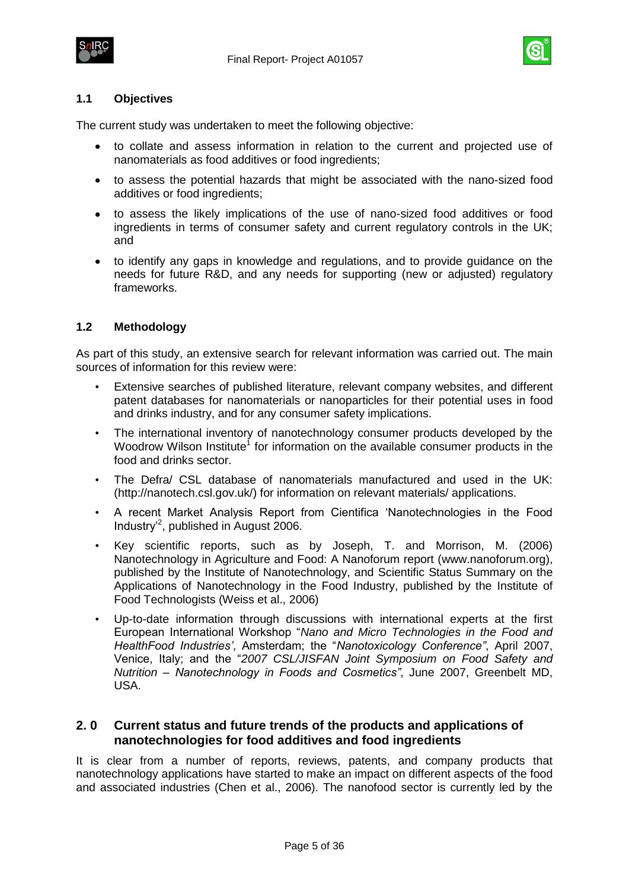### 1.1 Objectives

The current study was undertaken to meet the following objective:

- to collate and assess information in relation to the current and projected use of nanomaterials as food additives or food ingredients;
- to assess the potential hazards that might be associated with the nano-sized food additives or food ingredients;
- to assess the likely implications of the use of nano-sized food additives or food ingredients in terms of consumer safety and current regulatory controls in the UK; and
- to identify any gaps in knowledge and regulations, and to provide guidance on the needs for future R&D, and any needs for supporting (new or adjusted) regulatory frameworks.

### 1.2 Methodology

As part of this study, an extensive search for relevant information was carried out. The main sources of information for this review were:

- Extensive searches of published literature, relevant company websites, and different patent databases for nanomaterials or nanoparticles for their potential uses in food and drinks industry, and for any consumer safety implications.
- The international inventory of nanotechnology consumer products developed by the Woodrow Wilson Institute[1] for information on the available consumer products in the food and drinks sector.
- The Defra/ CSL database of nanomaterials manufactured and used in the UK: (http://nanotech.csl.gov.uk/) for information on relevant materials/ applications.
- A recent Market Analysis Report from Cientifica 'Nanotechnologies in the Food Industry'[2], published in August 2006.
- Key scientific reports, such as by Joseph, T. and Morrison, M. (2006) Nanotechnology in Agriculture and Food: A Nanoforum report (www.nanoforum.org), published by the Institute of Nanotechnology, and Scientific Status Summary on the Applications of Nanotechnology in the Food Industry, published by the Institute of Food Technologists (Weiss et al., 2006)
- Up-to-date information through discussions with international experts at the first European International Workshop "*Nano and Micro Technologies in the Food and HealthFood Industries'*, Amsterdam; the "*Nanotoxicology Conference"*, April 2007, Venice, Italy; and the "*2007 CSL/JISFAN Joint Symposium on Food Safety and Nutrition – Nanotechnology in Foods and Cosmetics"*, June 2007, Greenbelt MD, USA.

## 2. 0 Current status and future trends of the products and applications of nanotechnologies for food additives and food ingredients

It is clear from a number of reports, reviews, patents, and company products that nanotechnology applications have started to make an impact on different aspects of the food and associated industries (Chen et al., 2006). The nanofood sector is currently led by the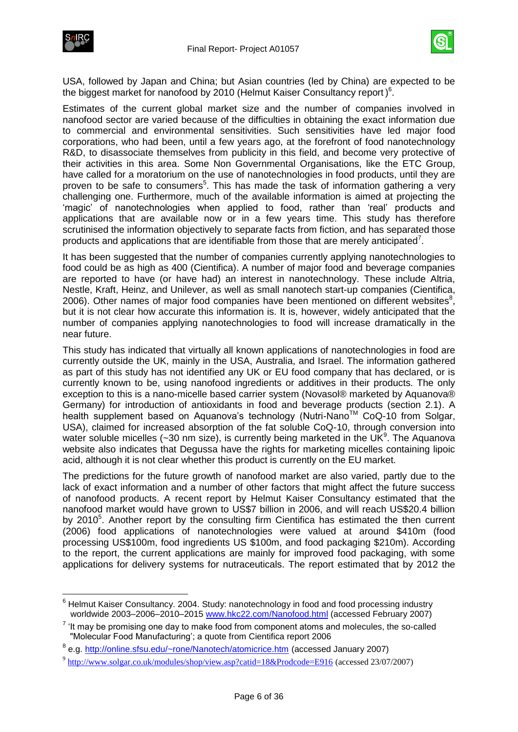USA, followed by Japan and China; but Asian countries (led by China) are expected to be the biggest market for nanofood by 2010 (Helmut Kaiser Consultancy report)[6].

Estimates of the current global market size and the number of companies involved in nanofood sector are varied because of the difficulties in obtaining the exact information due to commercial and environmental sensitivities. Such sensitivities have led major food corporations, who had been, until a few years ago, at the forefront of food nanotechnology R&D, to disassociate themselves from publicity in this field, and become very protective of their activities in this area. Some Non Governmental Organisations, like the ETC Group, have called for a moratorium on the use of nanotechnologies in food products, until they are proven to be safe to consumers[5]. This has made the task of information gathering a very challenging one. Furthermore, much of the available information is aimed at projecting the 'magic' of nanotechnologies when applied to food, rather than 'real' products and applications that are available now or in a few years time. This study has therefore scrutinised the information objectively to separate facts from fiction, and has separated those products and applications that are identifiable from those that are merely anticipated[7].

It has been suggested that the number of companies currently applying nanotechnologies to food could be as high as 400 (Cientifica). A number of major food and beverage companies are reported to have (or have had) an interest in nanotechnology. These include Altria, Nestle, Kraft, Heinz, and Unilever, as well as small nanotech start-up companies (Cientifica, 2006). Other names of major food companies have been mentioned on different websites[8], but it is not clear how accurate this information is. It is, however, widely anticipated that the number of companies applying nanotechnologies to food will increase dramatically in the near future.

This study has indicated that virtually all known applications of nanotechnologies in food are currently outside the UK, mainly in the USA, Australia, and Israel. The information gathered as part of this study has not identified any UK or EU food company that has declared, or is currently known to be, using nanofood ingredients or additives in their products. The only exception to this is a nano-micelle based carrier system (Novasol® marketed by Aquanova® Germany) for introduction of antioxidants in food and beverage products (section 2.1). A health supplement based on Aquanova's technology (Nutri-Nano™ CoQ-10 from Solgar, USA), claimed for increased absorption of the fat soluble CoQ-10, through conversion into water soluble micelles (~30 nm size), is currently being marketed in the UK[9]. The Aquanova website also indicates that Degussa have the rights for marketing micelles containing lipoic acid, although it is not clear whether this product is currently on the EU market.

The predictions for the future growth of nanofood market are also varied, partly due to the lack of exact information and a number of other factors that might affect the future success of nanofood products. A recent report by Helmut Kaiser Consultancy estimated that the nanofood market would have grown to US$7 billion in 2006, and will reach US$20.4 billion by 2010[5]. Another report by the consulting firm Cientifica has estimated the then current (2006) food applications of nanotechnologies were valued at around $410m (food processing US$100m, food ingredients US $100m, and food packaging $210m). According to the report, the current applications are mainly for improved food packaging, with some applications for delivery systems for nutraceuticals. The report estimated that by 2012 the

---

[6] Helmut Kaiser Consultancy. 2004. Study: nanotechnology in food and food processing industry worldwide 2003–2006–2010–2015 www.hkc22.com/Nanofood.html (accessed February 2007)

[7] 'It may be promising one day to make food from component atoms and molecules, the so-called "Molecular Food Manufacturing'; a quote from Cientifica report 2006

[8] e.g. http://online.sfsu.edu/~rone/Nanotech/atomicrice.htm (accessed January 2007)

[9] http://www.solgar.co.uk/modules/shop/view.asp?catid=18&Prodcode=E916 (accessed 23/07/2007)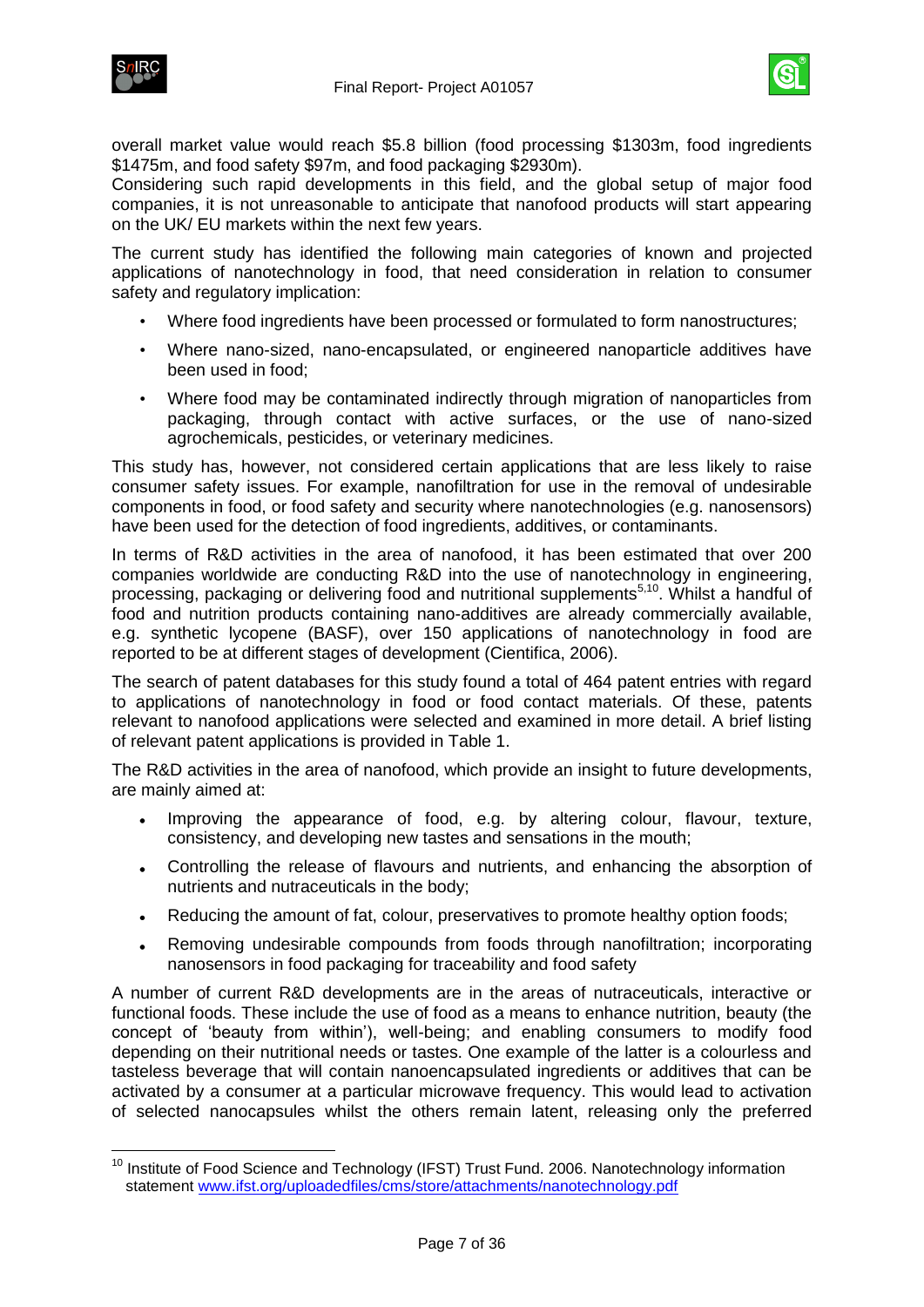overall market value would reach $5.8 billion (food processing $1303m, food ingredients $1475m, and food safety $97m, and food packaging $2930m).

Considering such rapid developments in this field, and the global setup of major food companies, it is not unreasonable to anticipate that nanofood products will start appearing on the UK/ EU markets within the next few years.

The current study has identified the following main categories of known and projected applications of nanotechnology in food, that need consideration in relation to consumer safety and regulatory implication:

- Where food ingredients have been processed or formulated to form nanostructures;
- Where nano-sized, nano-encapsulated, or engineered nanoparticle additives have been used in food;
- Where food may be contaminated indirectly through migration of nanoparticles from packaging, through contact with active surfaces, or the use of nano-sized agrochemicals, pesticides, or veterinary medicines.

This study has, however, not considered certain applications that are less likely to raise consumer safety issues. For example, nanofiltration for use in the removal of undesirable components in food, or food safety and security where nanotechnologies (e.g. nanosensors) have been used for the detection of food ingredients, additives, or contaminants.

In terms of R&D activities in the area of nanofood, it has been estimated that over 200 companies worldwide are conducting R&D into the use of nanotechnology in engineering, processing, packaging or delivering food and nutritional supplements[5,10]. Whilst a handful of food and nutrition products containing nano-additives are already commercially available, e.g. synthetic lycopene (BASF), over 150 applications of nanotechnology in food are reported to be at different stages of development (Cientifica, 2006).

The search of patent databases for this study found a total of 464 patent entries with regard to applications of nanotechnology in food or food contact materials. Of these, patents relevant to nanofood applications were selected and examined in more detail. A brief listing of relevant patent applications is provided in Table 1.

The R&D activities in the area of nanofood, which provide an insight to future developments, are mainly aimed at:

- Improving the appearance of food, e.g. by altering colour, flavour, texture, consistency, and developing new tastes and sensations in the mouth;
- Controlling the release of flavours and nutrients, and enhancing the absorption of nutrients and nutraceuticals in the body;
- Reducing the amount of fat, colour, preservatives to promote healthy option foods;
- Removing undesirable compounds from foods through nanofiltration; incorporating nanosensors in food packaging for traceability and food safety

A number of current R&D developments are in the areas of nutraceuticals, interactive or functional foods. These include the use of food as a means to enhance nutrition, beauty (the concept of 'beauty from within'), well-being; and enabling consumers to modify food depending on their nutritional needs or tastes. One example of the latter is a colourless and tasteless beverage that will contain nanoencapsulated ingredients or additives that can be activated by a consumer at a particular microwave frequency. This would lead to activation of selected nanocapsules whilst the others remain latent, releasing only the preferred

[10] Institute of Food Science and Technology (IFST) Trust Fund. 2006. Nanotechnology information statement www.ifst.org/uploadedfiles/cms/store/attachments/nanotechnology.pdf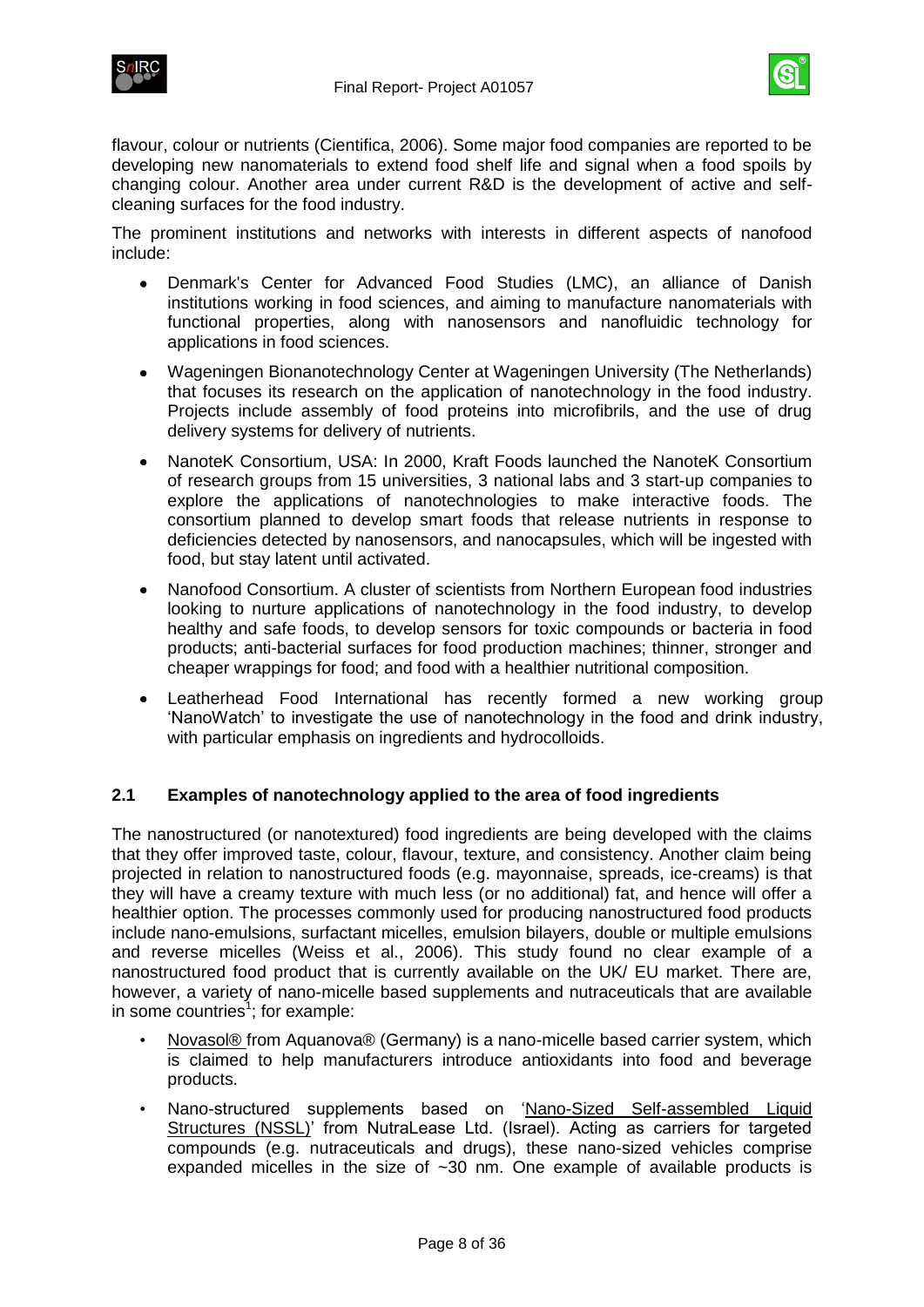flavour, colour or nutrients (Cientifica, 2006). Some major food companies are reported to be developing new nanomaterials to extend food shelf life and signal when a food spoils by changing colour. Another area under current R&D is the development of active and self-cleaning surfaces for the food industry.

The prominent institutions and networks with interests in different aspects of nanofood include:

- Denmark's Center for Advanced Food Studies (LMC), an alliance of Danish institutions working in food sciences, and aiming to manufacture nanomaterials with functional properties, along with nanosensors and nanofluidic technology for applications in food sciences.
- Wageningen Bionanotechnology Center at Wageningen University (The Netherlands) that focuses its research on the application of nanotechnology in the food industry. Projects include assembly of food proteins into microfibrils, and the use of drug delivery systems for delivery of nutrients.
- NanoteK Consortium, USA: In 2000, Kraft Foods launched the NanoteK Consortium of research groups from 15 universities, 3 national labs and 3 start-up companies to explore the applications of nanotechnologies to make interactive foods. The consortium planned to develop smart foods that release nutrients in response to deficiencies detected by nanosensors, and nanocapsules, which will be ingested with food, but stay latent until activated.
- Nanofood Consortium. A cluster of scientists from Northern European food industries looking to nurture applications of nanotechnology in the food industry, to develop healthy and safe foods, to develop sensors for toxic compounds or bacteria in food products; anti-bacterial surfaces for food production machines; thinner, stronger and cheaper wrappings for food; and food with a healthier nutritional composition.
- Leatherhead Food International has recently formed a new working group 'NanoWatch' to investigate the use of nanotechnology in the food and drink industry, with particular emphasis on ingredients and hydrocolloids.

## 2.1 Examples of nanotechnology applied to the area of food ingredients

The nanostructured (or nanotextured) food ingredients are being developed with the claims that they offer improved taste, colour, flavour, texture, and consistency. Another claim being projected in relation to nanostructured foods (e.g. mayonnaise, spreads, ice-creams) is that they will have a creamy texture with much less (or no additional) fat, and hence will offer a healthier option. The processes commonly used for producing nanostructured food products include nano-emulsions, surfactant micelles, emulsion bilayers, double or multiple emulsions and reverse micelles (Weiss et al., 2006). This study found no clear example of a nanostructured food product that is currently available on the UK/ EU market. There are, however, a variety of nano-micelle based supplements and nutraceuticals that are available in some countries[1]; for example:

- Novasol® from Aquanova® (Germany) is a nano-micelle based carrier system, which is claimed to help manufacturers introduce antioxidants into food and beverage products.
- Nano-structured supplements based on 'Nano-Sized Self-assembled Liquid Structures (NSSL)' from NutraLease Ltd. (Israel). Acting as carriers for targeted compounds (e.g. nutraceuticals and drugs), these nano-sized vehicles comprise expanded micelles in the size of ~30 nm. One example of available products is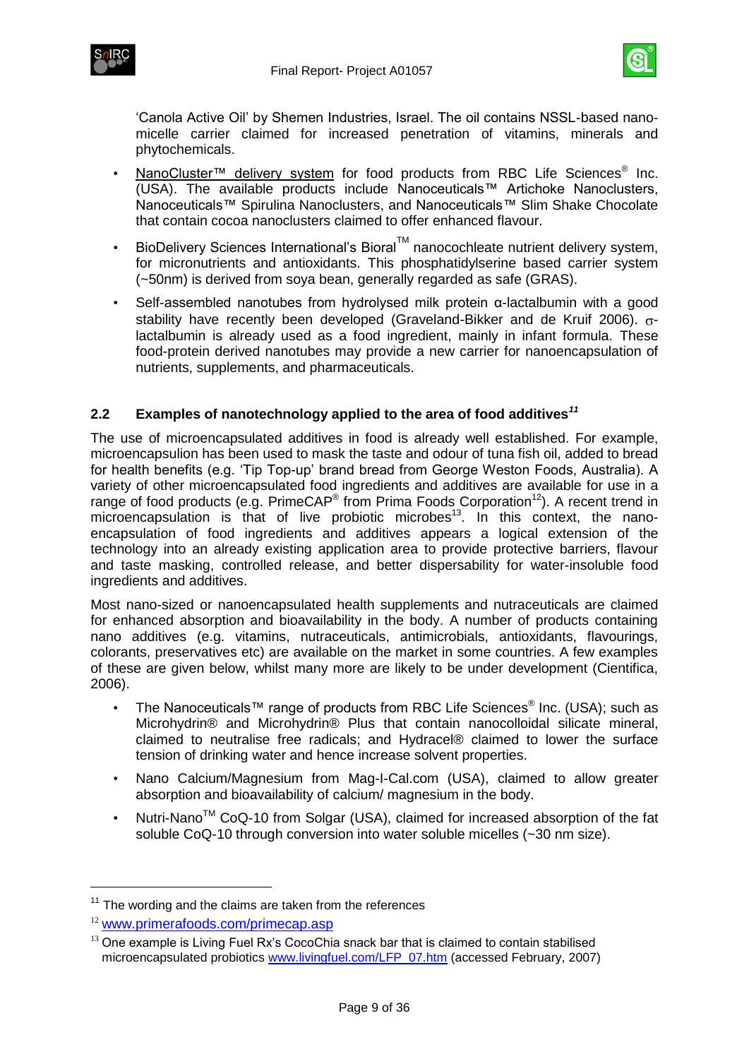'Canola Active Oil' by Shemen Industries, Israel. The oil contains NSSL-based nano-micelle carrier claimed for increased penetration of vitamins, minerals and phytochemicals.

- NanoCluster™ delivery system for food products from RBC Life Sciences® Inc. (USA). The available products include Nanoceuticals™ Artichoke Nanoclusters, Nanoceuticals™ Spirulina Nanoclusters, and Nanoceuticals™ Slim Shake Chocolate that contain cocoa nanoclusters claimed to offer enhanced flavour.
- BioDelivery Sciences International's Bioral™ nanocochleate nutrient delivery system, for micronutrients and antioxidants. This phosphatidylserine based carrier system (~50nm) is derived from soya bean, generally regarded as safe (GRAS).
- Self-assembled nanotubes from hydrolysed milk protein α-lactalbumin with a good stability have recently been developed (Graveland-Bikker and de Kruif 2006). σ-lactalbumin is already used as a food ingredient, mainly in infant formula. These food-protein derived nanotubes may provide a new carrier for nanoencapsulation of nutrients, supplements, and pharmaceuticals.

## 2.2 Examples of nanotechnology applied to the area of food additives[11]

The use of microencapsulated additives in food is already well established. For example, microencapsulion has been used to mask the taste and odour of tuna fish oil, added to bread for health benefits (e.g. 'Tip Top-up' brand bread from George Weston Foods, Australia). A variety of other microencapsulated food ingredients and additives are available for use in a range of food products (e.g. PrimeCAP® from Prima Foods Corporation[12]). A recent trend in microencapsulation is that of live probiotic microbes[13]. In this context, the nano-encapsulation of food ingredients and additives appears a logical extension of the technology into an already existing application area to provide protective barriers, flavour and taste masking, controlled release, and better dispersability for water-insoluble food ingredients and additives.

Most nano-sized or nanoencapsulated health supplements and nutraceuticals are claimed for enhanced absorption and bioavailability in the body. A number of products containing nano additives (e.g. vitamins, nutraceuticals, antimicrobials, antioxidants, flavourings, colorants, preservatives etc) are available on the market in some countries. A few examples of these are given below, whilst many more are likely to be under development (Cientifica, 2006).

- The Nanoceuticals™ range of products from RBC Life Sciences® Inc. (USA); such as Microhydrin® and Microhydrin® Plus that contain nanocolloidal silicate mineral, claimed to neutralise free radicals; and Hydracel® claimed to lower the surface tension of drinking water and hence increase solvent properties.
- Nano Calcium/Magnesium from Mag-I-Cal.com (USA), claimed to allow greater absorption and bioavailability of calcium/ magnesium in the body.
- Nutri-Nano™ CoQ-10 from Solgar (USA), claimed for increased absorption of the fat soluble CoQ-10 through conversion into water soluble micelles (~30 nm size).

---

[11] The wording and the claims are taken from the references

[12] www.primerafoods.com/primecap.asp

[13] One example is Living Fuel Rx's CocoChia snack bar that is claimed to contain stabilised microencapsulated probiotics www.livingfuel.com/LFP_07.htm (accessed February, 2007)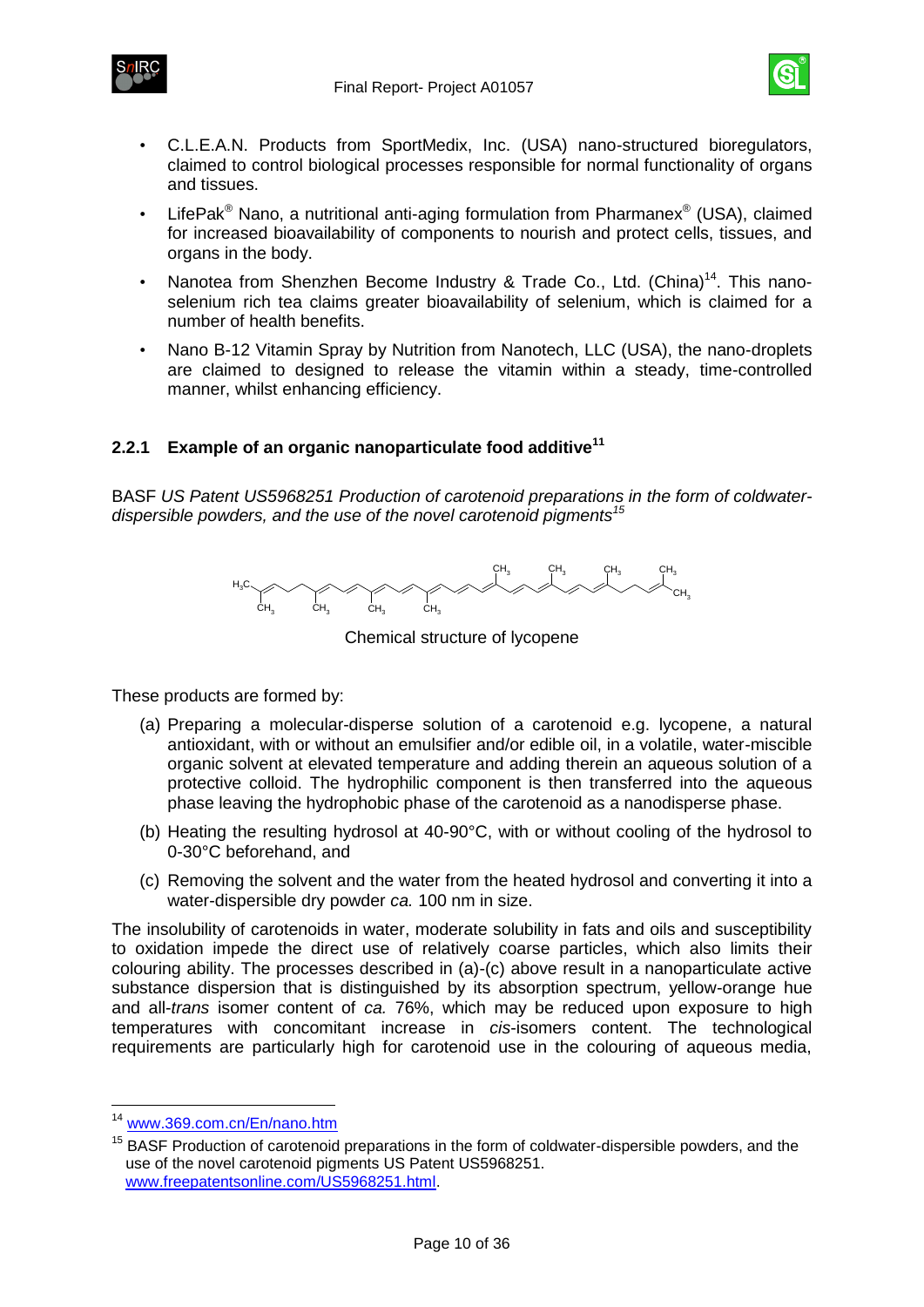- C.L.E.A.N. Products from SportMedix, Inc. (USA) nano-structured bioregulators, claimed to control biological processes responsible for normal functionality of organs and tissues.
- LifePak® Nano, a nutritional anti-aging formulation from Pharmanex® (USA), claimed for increased bioavailability of components to nourish and protect cells, tissues, and organs in the body.
- Nanotea from Shenzhen Become Industry & Trade Co., Ltd. (China)[14]. This nano-selenium rich tea claims greater bioavailability of selenium, which is claimed for a number of health benefits.
- Nano B-12 Vitamin Spray by Nutrition from Nanotech, LLC (USA), the nano-droplets are claimed to designed to release the vitamin within a steady, time-controlled manner, whilst enhancing efficiency.

### 2.2.1 Example of an organic nanoparticulate food additive[11]

BASF *US Patent US5968251 Production of carotenoid preparations in the form of coldwater-dispersible powders, and the use of the novel carotenoid pigments*[15]

Chemical structure of lycopene

These products are formed by:

(a) Preparing a molecular-disperse solution of a carotenoid e.g. lycopene, a natural antioxidant, with or without an emulsifier and/or edible oil, in a volatile, water-miscible organic solvent at elevated temperature and adding therein an aqueous solution of a protective colloid. The hydrophilic component is then transferred into the aqueous phase leaving the hydrophobic phase of the carotenoid as a nanodisperse phase.

(b) Heating the resulting hydrosol at 40-90°C, with or without cooling of the hydrosol to 0-30°C beforehand, and

(c) Removing the solvent and the water from the heated hydrosol and converting it into a water-dispersible dry powder *ca.* 100 nm in size.

The insolubility of carotenoids in water, moderate solubility in fats and oils and susceptibility to oxidation impede the direct use of relatively coarse particles, which also limits their colouring ability. The processes described in (a)-(c) above result in a nanoparticulate active substance dispersion that is distinguished by its absorption spectrum, yellow-orange hue and all-*trans* isomer content of *ca.* 76%, which may be reduced upon exposure to high temperatures with concomitant increase in *cis*-isomers content. The technological requirements are particularly high for carotenoid use in the colouring of aqueous media,

---

[14] www.369.com.cn/En/nano.htm

[15] BASF Production of carotenoid preparations in the form of coldwater-dispersible powders, and the use of the novel carotenoid pigments US Patent US5968251. www.freepatentsonline.com/US5968251.html.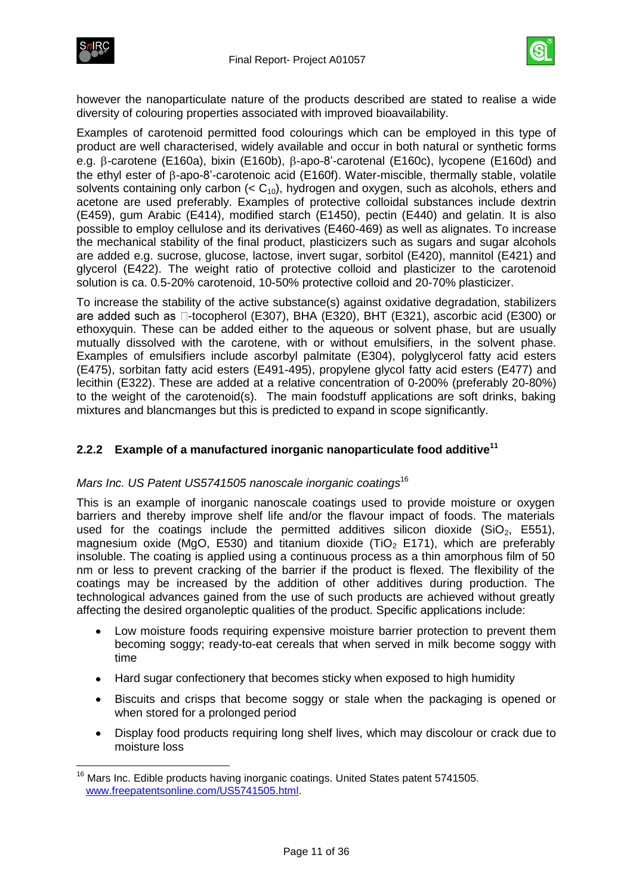however the nanoparticulate nature of the products described are stated to realise a wide diversity of colouring properties associated with improved bioavailability.

Examples of carotenoid permitted food colourings which can be employed in this type of product are well characterised, widely available and occur in both natural or synthetic forms e.g. β-carotene (E160a), bixin (E160b), β-apo-8'-carotenal (E160c), lycopene (E160d) and the ethyl ester of β-apo-8'-carotenoic acid (E160f). Water-miscible, thermally stable, volatile solvents containing only carbon (< $C_{10}$), hydrogen and oxygen, such as alcohols, ethers and acetone are used preferably. Examples of protective colloidal substances include dextrin (E459), gum Arabic (E414), modified starch (E1450), pectin (E440) and gelatin. It is also possible to employ cellulose and its derivatives (E460-469) as well as alignates. To increase the mechanical stability of the final product, plasticizers such as sugars and sugar alcohols are added e.g. sucrose, glucose, lactose, invert sugar, sorbitol (E420), mannitol (E421) and glycerol (E422). The weight ratio of protective colloid and plasticizer to the carotenoid solution is ca. 0.5-20% carotenoid, 10-50% protective colloid and 20-70% plasticizer.

To increase the stability of the active substance(s) against oxidative degradation, stabilizers are added such as -tocopherol (E307), BHA (E320), BHT (E321), ascorbic acid (E300) or ethoxyquin. These can be added either to the aqueous or solvent phase, but are usually mutually dissolved with the carotene, with or without emulsifiers, in the solvent phase. Examples of emulsifiers include ascorbyl palmitate (E304), polyglycerol fatty acid esters (E475), sorbitan fatty acid esters (E491-495), propylene glycol fatty acid esters (E477) and lecithin (E322). These are added at a relative concentration of 0-200% (preferably 20-80%) to the weight of the carotenoid(s). The main foodstuff applications are soft drinks, baking mixtures and blancmanges but this is predicted to expand in scope significantly.

### 2.2.2 Example of a manufactured inorganic nanoparticulate food additive[11]

*Mars Inc. US Patent US5741505 nanoscale inorganic coatings*[16]

This is an example of inorganic nanoscale coatings used to provide moisture or oxygen barriers and thereby improve shelf life and/or the flavour impact of foods. The materials used for the coatings include the permitted additives silicon dioxide ($SiO_2$, E551), magnesium oxide (MgO, E530) and titanium dioxide ($TiO_2$ E171), which are preferably insoluble. The coating is applied using a continuous process as a thin amorphous film of 50 nm or less to prevent cracking of the barrier if the product is flexed. The flexibility of the coatings may be increased by the addition of other additives during production. The technological advances gained from the use of such products are achieved without greatly affecting the desired organoleptic qualities of the product. Specific applications include:

- Low moisture foods requiring expensive moisture barrier protection to prevent them becoming soggy; ready-to-eat cereals that when served in milk become soggy with time
- Hard sugar confectionery that becomes sticky when exposed to high humidity
- Biscuits and crisps that become soggy or stale when the packaging is opened or when stored for a prolonged period
- Display food products requiring long shelf lives, which may discolour or crack due to moisture loss

[16] Mars Inc. Edible products having inorganic coatings. United States patent 5741505. www.freepatentsonline.com/US5741505.html.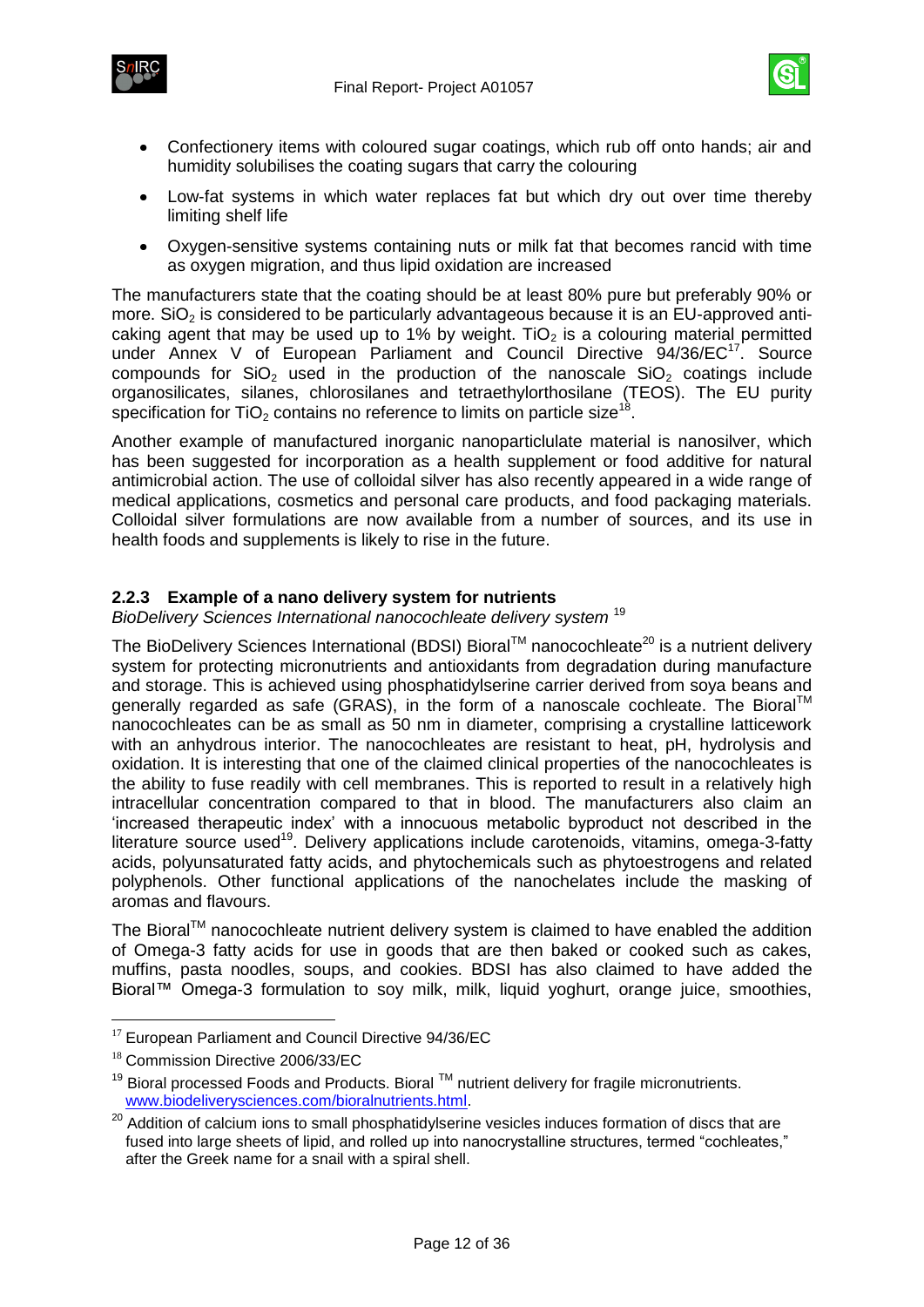- Confectionery items with coloured sugar coatings, which rub off onto hands; air and humidity solubilises the coating sugars that carry the colouring
- Low-fat systems in which water replaces fat but which dry out over time thereby limiting shelf life
- Oxygen-sensitive systems containing nuts or milk fat that becomes rancid with time as oxygen migration, and thus lipid oxidation are increased

The manufacturers state that the coating should be at least 80% pure but preferably 90% or more. $SiO_2$ is considered to be particularly advantageous because it is an EU-approved anti-caking agent that may be used up to 1% by weight. $TiO_2$ is a colouring material permitted under Annex V of European Parliament and Council Directive 94/36/EC[17]. Source compounds for $SiO_2$ used in the production of the nanoscale $SiO_2$ coatings include organosilicates, silanes, chlorosilanes and tetraethylorthosilane (TEOS). The EU purity specification for $TiO_2$ contains no reference to limits on particle size[18].

Another example of manufactured inorganic nanoparticlulate material is nanosilver, which has been suggested for incorporation as a health supplement or food additive for natural antimicrobial action. The use of colloidal silver has also recently appeared in a wide range of medical applications, cosmetics and personal care products, and food packaging materials. Colloidal silver formulations are now available from a number of sources, and its use in health foods and supplements is likely to rise in the future.

### 2.2.3 Example of a nano delivery system for nutrients

*BioDelivery Sciences International nanocochleate delivery system* [19]

The BioDelivery Sciences International (BDSI) Bioral™ nanocochleate[20] is a nutrient delivery system for protecting micronutrients and antioxidants from degradation during manufacture and storage. This is achieved using phosphatidylserine carrier derived from soya beans and generally regarded as safe (GRAS), in the form of a nanoscale cochleate. The Bioral™ nanocochleates can be as small as 50 nm in diameter, comprising a crystalline latticework with an anhydrous interior. The nanocochleates are resistant to heat, pH, hydrolysis and oxidation. It is interesting that one of the claimed clinical properties of the nanocochleates is the ability to fuse readily with cell membranes. This is reported to result in a relatively high intracellular concentration compared to that in blood. The manufacturers also claim an 'increased therapeutic index' with a innocuous metabolic byproduct not described in the literature source used[19]. Delivery applications include carotenoids, vitamins, omega-3-fatty acids, polyunsaturated fatty acids, and phytochemicals such as phytoestrogens and related polyphenols. Other functional applications of the nanochelates include the masking of aromas and flavours.

The Bioral™ nanocochleate nutrient delivery system is claimed to have enabled the addition of Omega-3 fatty acids for use in goods that are then baked or cooked such as cakes, muffins, pasta noodles, soups, and cookies. BDSI has also claimed to have added the Bioral™ Omega-3 formulation to soy milk, milk, liquid yoghurt, orange juice, smoothies,

---

[17] European Parliament and Council Directive 94/36/EC

[18] Commission Directive 2006/33/EC

[19] Bioral processed Foods and Products. Bioral ™ nutrient delivery for fragile micronutrients. www.biodeliverysciences.com/bioralnutrients.html.

[20] Addition of calcium ions to small phosphatidylserine vesicles induces formation of discs that are fused into large sheets of lipid, and rolled up into nanocrystalline structures, termed "cochleates," after the Greek name for a snail with a spiral shell.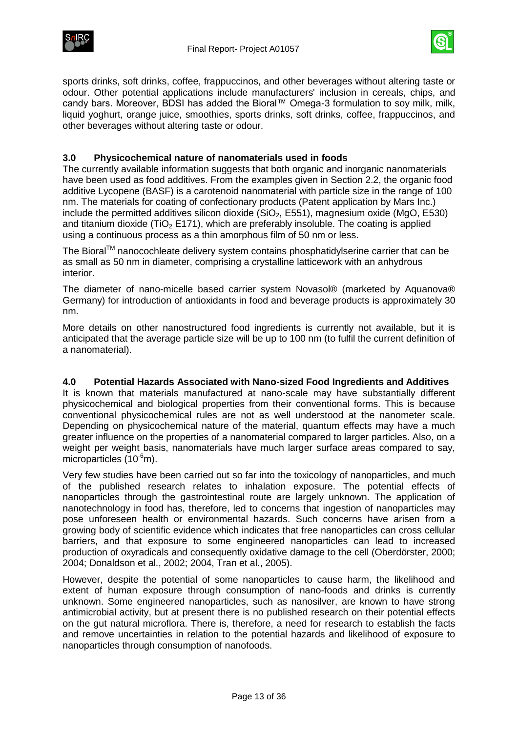sports drinks, soft drinks, coffee, frappuccinos, and other beverages without altering taste or odour. Other potential applications include manufacturers' inclusion in cereals, chips, and candy bars. Moreover, BDSI has added the Bioral™ Omega-3 formulation to soy milk, milk, liquid yoghurt, orange juice, smoothies, sports drinks, soft drinks, coffee, frappuccinos, and other beverages without altering taste or odour.

## 3.0 Physicochemical nature of nanomaterials used in foods

The currently available information suggests that both organic and inorganic nanomaterials have been used as food additives. From the examples given in Section 2.2, the organic food additive Lycopene (BASF) is a carotenoid nanomaterial with particle size in the range of 100 nm. The materials for coating of confectionary products (Patent application by Mars Inc.) include the permitted additives silicon dioxide ($SiO_2$, E551), magnesium oxide (MgO, E530) and titanium dioxide ($TiO_2$ E171), which are preferably insoluble. The coating is applied using a continuous process as a thin amorphous film of 50 nm or less.

The Bioral™ nanocochleate delivery system contains phosphatidylserine carrier that can be as small as 50 nm in diameter, comprising a crystalline latticework with an anhydrous interior.

The diameter of nano-micelle based carrier system Novasol® (marketed by Aquanova® Germany) for introduction of antioxidants in food and beverage products is approximately 30 nm.

More details on other nanostructured food ingredients is currently not available, but it is anticipated that the average particle size will be up to 100 nm (to fulfil the current definition of a nanomaterial).

## 4.0 Potential Hazards Associated with Nano-sized Food Ingredients and Additives

It is known that materials manufactured at nano-scale may have substantially different physicochemical and biological properties from their conventional forms. This is because conventional physicochemical rules are not as well understood at the nanometer scale. Depending on physicochemical nature of the material, quantum effects may have a much greater influence on the properties of a nanomaterial compared to larger particles. Also, on a weight per weight basis, nanomaterials have much larger surface areas compared to say, microparticles ($10^{-6}$m).

Very few studies have been carried out so far into the toxicology of nanoparticles, and much of the published research relates to inhalation exposure. The potential effects of nanoparticles through the gastrointestinal route are largely unknown. The application of nanotechnology in food has, therefore, led to concerns that ingestion of nanoparticles may pose unforeseen health or environmental hazards. Such concerns have arisen from a growing body of scientific evidence which indicates that free nanoparticles can cross cellular barriers, and that exposure to some engineered nanoparticles can lead to increased production of oxyradicals and consequently oxidative damage to the cell (Oberdörster, 2000; 2004; Donaldson et al., 2002; 2004, Tran et al., 2005).

However, despite the potential of some nanoparticles to cause harm, the likelihood and extent of human exposure through consumption of nano-foods and drinks is currently unknown. Some engineered nanoparticles, such as nanosilver, are known to have strong antimicrobial activity, but at present there is no published research on their potential effects on the gut natural microflora. There is, therefore, a need for research to establish the facts and remove uncertainties in relation to the potential hazards and likelihood of exposure to nanoparticles through consumption of nanofoods.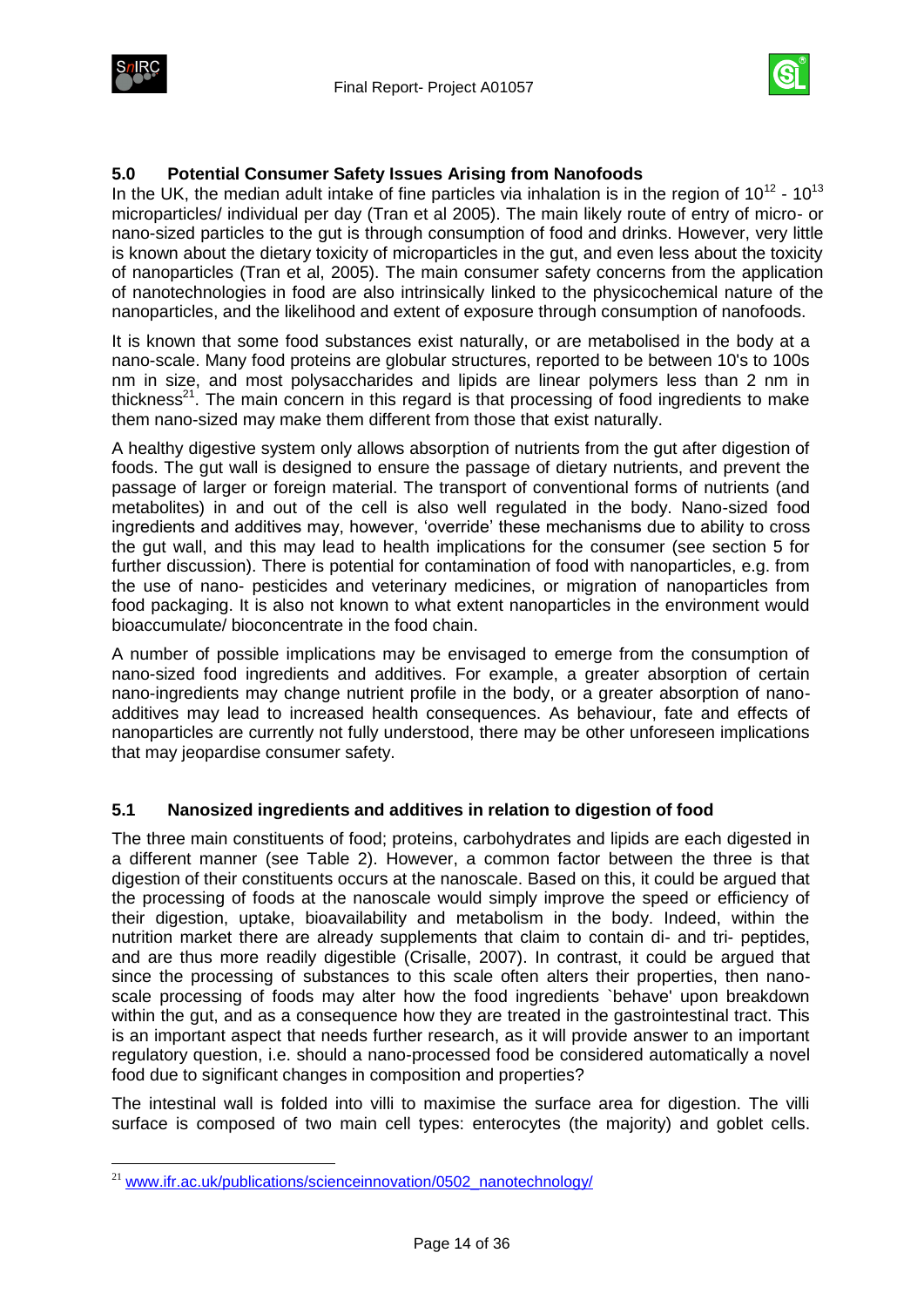## 5.0 Potential Consumer Safety Issues Arising from Nanofoods

In the UK, the median adult intake of fine particles via inhalation is in the region of $10^{12}$ - $10^{13}$ microparticles/ individual per day (Tran et al 2005). The main likely route of entry of micro- or nano-sized particles to the gut is through consumption of food and drinks. However, very little is known about the dietary toxicity of microparticles in the gut, and even less about the toxicity of nanoparticles (Tran et al, 2005). The main consumer safety concerns from the application of nanotechnologies in food are also intrinsically linked to the physicochemical nature of the nanoparticles, and the likelihood and extent of exposure through consumption of nanofoods.

It is known that some food substances exist naturally, or are metabolised in the body at a nano-scale. Many food proteins are globular structures, reported to be between 10's to 100s nm in size, and most polysaccharides and lipids are linear polymers less than 2 nm in thickness[21]. The main concern in this regard is that processing of food ingredients to make them nano-sized may make them different from those that exist naturally.

A healthy digestive system only allows absorption of nutrients from the gut after digestion of foods. The gut wall is designed to ensure the passage of dietary nutrients, and prevent the passage of larger or foreign material. The transport of conventional forms of nutrients (and metabolites) in and out of the cell is also well regulated in the body. Nano-sized food ingredients and additives may, however, 'override' these mechanisms due to ability to cross the gut wall, and this may lead to health implications for the consumer (see section 5 for further discussion). There is potential for contamination of food with nanoparticles, e.g. from the use of nano- pesticides and veterinary medicines, or migration of nanoparticles from food packaging. It is also not known to what extent nanoparticles in the environment would bioaccumulate/ bioconcentrate in the food chain.

A number of possible implications may be envisaged to emerge from the consumption of nano-sized food ingredients and additives. For example, a greater absorption of certain nano-ingredients may change nutrient profile in the body, or a greater absorption of nano-additives may lead to increased health consequences. As behaviour, fate and effects of nanoparticles are currently not fully understood, there may be other unforeseen implications that may jeopardise consumer safety.

### 5.1 Nanosized ingredients and additives in relation to digestion of food

The three main constituents of food; proteins, carbohydrates and lipids are each digested in a different manner (see Table 2). However, a common factor between the three is that digestion of their constituents occurs at the nanoscale. Based on this, it could be argued that the processing of foods at the nanoscale would simply improve the speed or efficiency of their digestion, uptake, bioavailability and metabolism in the body. Indeed, within the nutrition market there are already supplements that claim to contain di- and tri- peptides, and are thus more readily digestible (Crisalle, 2007). In contrast, it could be argued that since the processing of substances to this scale often alters their properties, then nano-scale processing of foods may alter how the food ingredients `behave' upon breakdown within the gut, and as a consequence how they are treated in the gastrointestinal tract. This is an important aspect that needs further research, as it will provide answer to an important regulatory question, i.e. should a nano-processed food be considered automatically a novel food due to significant changes in composition and properties?

The intestinal wall is folded into villi to maximise the surface area for digestion. The villi surface is composed of two main cell types: enterocytes (the majority) and goblet cells.

[21] www.ifr.ac.uk/publications/scienceinnovation/0502_nanotechnology/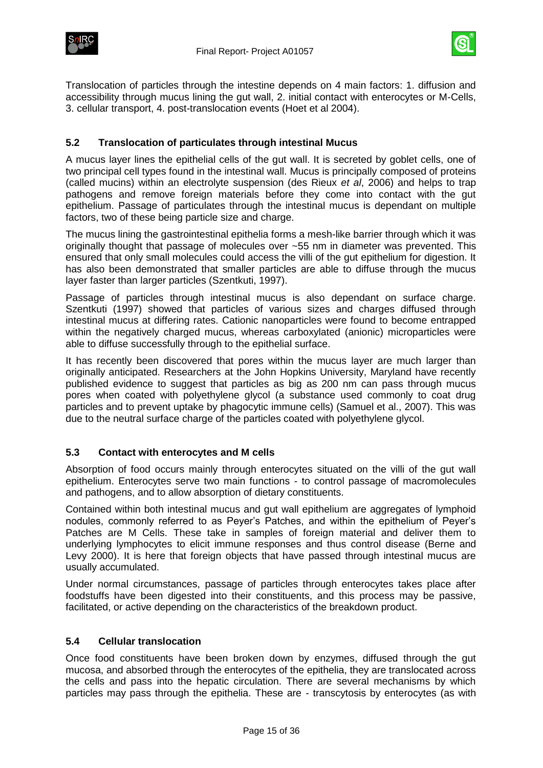Translocation of particles through the intestine depends on 4 main factors: 1. diffusion and accessibility through mucus lining the gut wall, 2. initial contact with enterocytes or M-Cells, 3. cellular transport, 4. post-translocation events (Hoet et al 2004).

## 5.2 Translocation of particulates through intestinal Mucus

A mucus layer lines the epithelial cells of the gut wall. It is secreted by goblet cells, one of two principal cell types found in the intestinal wall. Mucus is principally composed of proteins (called mucins) within an electrolyte suspension (des Rieux *et al*, 2006) and helps to trap pathogens and remove foreign materials before they come into contact with the gut epithelium. Passage of particulates through the intestinal mucus is dependant on multiple factors, two of these being particle size and charge.

The mucus lining the gastrointestinal epithelia forms a mesh-like barrier through which it was originally thought that passage of molecules over ~55 nm in diameter was prevented. This ensured that only small molecules could access the villi of the gut epithelium for digestion. It has also been demonstrated that smaller particles are able to diffuse through the mucus layer faster than larger particles (Szentkuti, 1997).

Passage of particles through intestinal mucus is also dependant on surface charge. Szentkuti (1997) showed that particles of various sizes and charges diffused through intestinal mucus at differing rates. Cationic nanoparticles were found to become entrapped within the negatively charged mucus, whereas carboxylated (anionic) microparticles were able to diffuse successfully through to the epithelial surface.

It has recently been discovered that pores within the mucus layer are much larger than originally anticipated. Researchers at the John Hopkins University, Maryland have recently published evidence to suggest that particles as big as 200 nm can pass through mucus pores when coated with polyethylene glycol (a substance used commonly to coat drug particles and to prevent uptake by phagocytic immune cells) (Samuel et al., 2007). This was due to the neutral surface charge of the particles coated with polyethylene glycol.

## 5.3 Contact with enterocytes and M cells

Absorption of food occurs mainly through enterocytes situated on the villi of the gut wall epithelium. Enterocytes serve two main functions - to control passage of macromolecules and pathogens, and to allow absorption of dietary constituents.

Contained within both intestinal mucus and gut wall epithelium are aggregates of lymphoid nodules, commonly referred to as Peyer's Patches, and within the epithelium of Peyer's Patches are M Cells. These take in samples of foreign material and deliver them to underlying lymphocytes to elicit immune responses and thus control disease (Berne and Levy 2000). It is here that foreign objects that have passed through intestinal mucus are usually accumulated.

Under normal circumstances, passage of particles through enterocytes takes place after foodstuffs have been digested into their constituents, and this process may be passive, facilitated, or active depending on the characteristics of the breakdown product.

## 5.4 Cellular translocation

Once food constituents have been broken down by enzymes, diffused through the gut mucosa, and absorbed through the enterocytes of the epithelia, they are translocated across the cells and pass into the hepatic circulation. There are several mechanisms by which particles may pass through the epithelia. These are - transcytosis by enterocytes (as with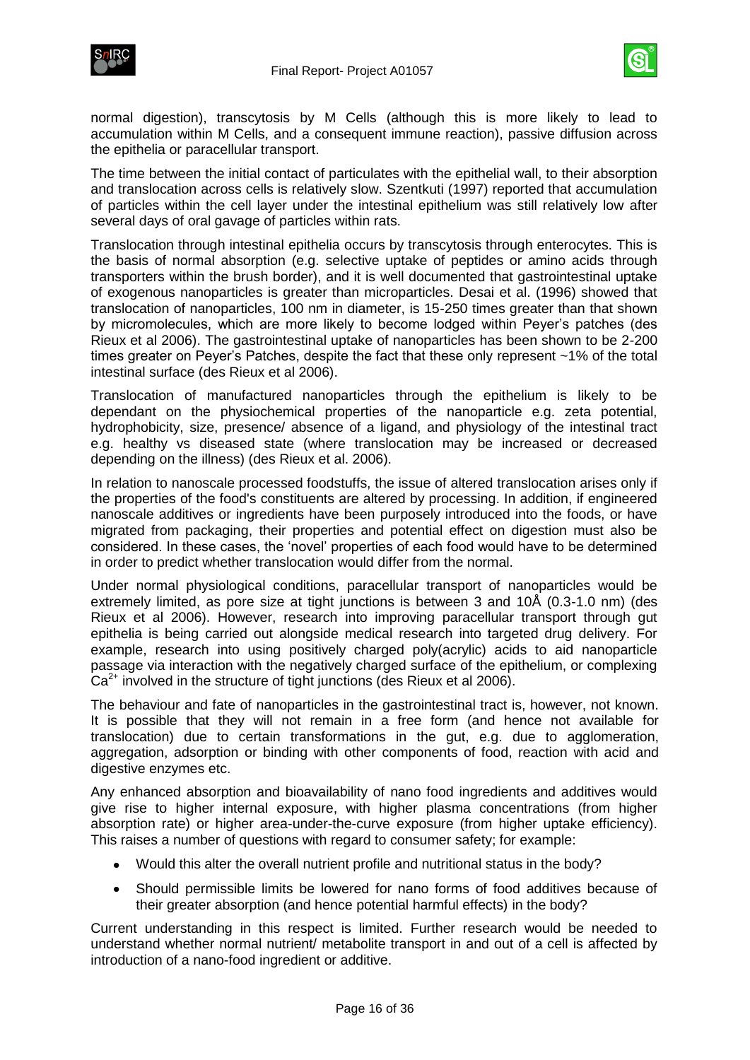normal digestion), transcytosis by M Cells (although this is more likely to lead to accumulation within M Cells, and a consequent immune reaction), passive diffusion across the epithelia or paracellular transport.

The time between the initial contact of particulates with the epithelial wall, to their absorption and translocation across cells is relatively slow. Szentkuti (1997) reported that accumulation of particles within the cell layer under the intestinal epithelium was still relatively low after several days of oral gavage of particles within rats.

Translocation through intestinal epithelia occurs by transcytosis through enterocytes. This is the basis of normal absorption (e.g. selective uptake of peptides or amino acids through transporters within the brush border), and it is well documented that gastrointestinal uptake of exogenous nanoparticles is greater than microparticles. Desai et al. (1996) showed that translocation of nanoparticles, 100 nm in diameter, is 15-250 times greater than that shown by micromolecules, which are more likely to become lodged within Peyer's patches (des Rieux et al 2006). The gastrointestinal uptake of nanoparticles has been shown to be 2-200 times greater on Peyer's Patches, despite the fact that these only represent ~1% of the total intestinal surface (des Rieux et al 2006).

Translocation of manufactured nanoparticles through the epithelium is likely to be dependant on the physiochemical properties of the nanoparticle e.g. zeta potential, hydrophobicity, size, presence/ absence of a ligand, and physiology of the intestinal tract e.g. healthy vs diseased state (where translocation may be increased or decreased depending on the illness) (des Rieux et al. 2006).

In relation to nanoscale processed foodstuffs, the issue of altered translocation arises only if the properties of the food's constituents are altered by processing. In addition, if engineered nanoscale additives or ingredients have been purposely introduced into the foods, or have migrated from packaging, their properties and potential effect on digestion must also be considered. In these cases, the 'novel' properties of each food would have to be determined in order to predict whether translocation would differ from the normal.

Under normal physiological conditions, paracellular transport of nanoparticles would be extremely limited, as pore size at tight junctions is between 3 and 10Å (0.3-1.0 nm) (des Rieux et al 2006). However, research into improving paracellular transport through gut epithelia is being carried out alongside medical research into targeted drug delivery. For example, research into using positively charged poly(acrylic) acids to aid nanoparticle passage via interaction with the negatively charged surface of the epithelium, or complexing $Ca^{2+}$ involved in the structure of tight junctions (des Rieux et al 2006).

The behaviour and fate of nanoparticles in the gastrointestinal tract is, however, not known. It is possible that they will not remain in a free form (and hence not available for translocation) due to certain transformations in the gut, e.g. due to agglomeration, aggregation, adsorption or binding with other components of food, reaction with acid and digestive enzymes etc.

Any enhanced absorption and bioavailability of nano food ingredients and additives would give rise to higher internal exposure, with higher plasma concentrations (from higher absorption rate) or higher area-under-the-curve exposure (from higher uptake efficiency). This raises a number of questions with regard to consumer safety; for example:

- Would this alter the overall nutrient profile and nutritional status in the body?
- Should permissible limits be lowered for nano forms of food additives because of their greater absorption (and hence potential harmful effects) in the body?

Current understanding in this respect is limited. Further research would be needed to understand whether normal nutrient/ metabolite transport in and out of a cell is affected by introduction of a nano-food ingredient or additive.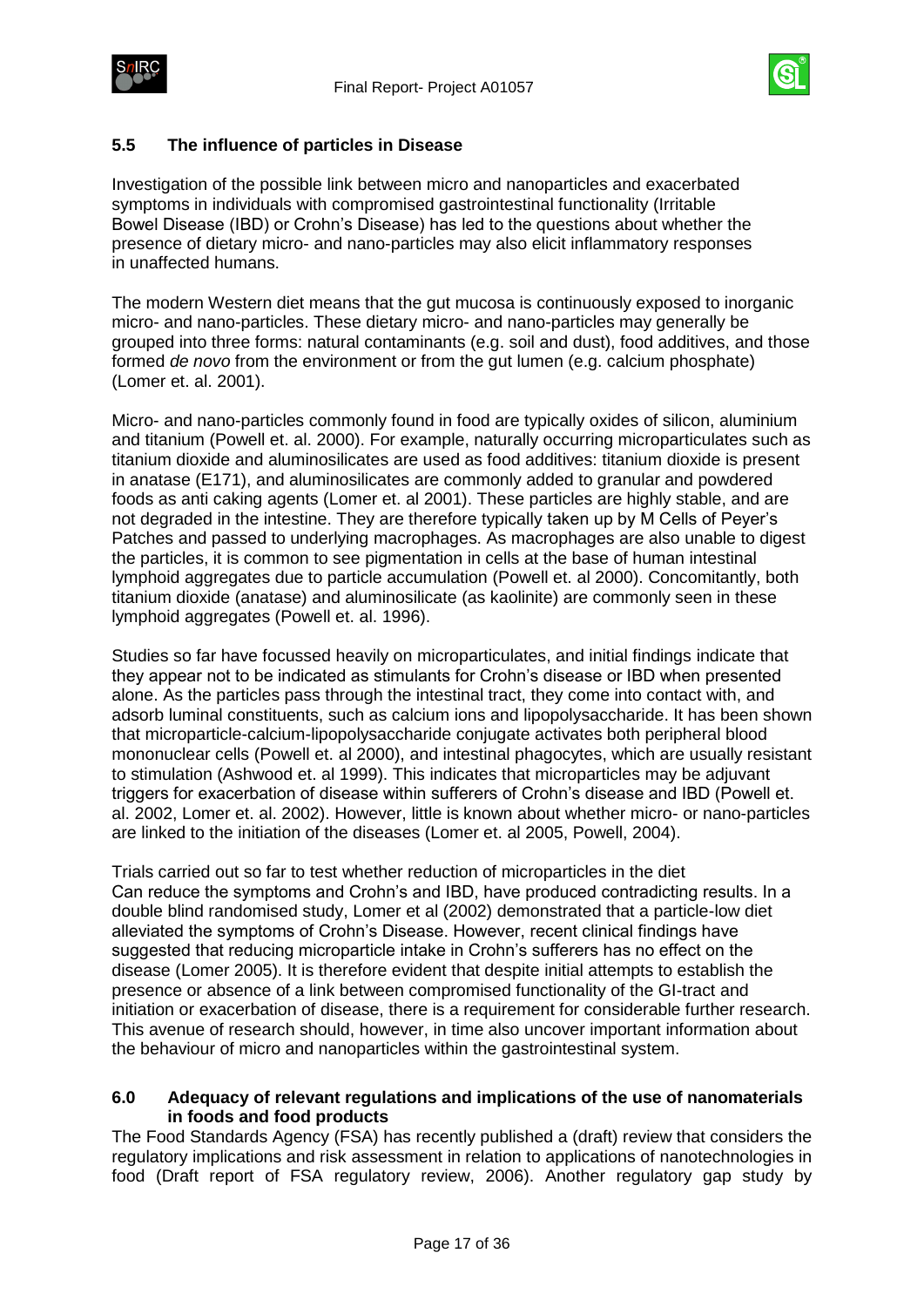## 5.5 The influence of particles in Disease

Investigation of the possible link between micro and nanoparticles and exacerbated symptoms in individuals with compromised gastrointestinal functionality (Irritable Bowel Disease (IBD) or Crohn's Disease) has led to the questions about whether the presence of dietary micro- and nano-particles may also elicit inflammatory responses in unaffected humans.

The modern Western diet means that the gut mucosa is continuously exposed to inorganic micro- and nano-particles. These dietary micro- and nano-particles may generally be grouped into three forms: natural contaminants (e.g. soil and dust), food additives, and those formed *de novo* from the environment or from the gut lumen (e.g. calcium phosphate) (Lomer et. al. 2001).

Micro- and nano-particles commonly found in food are typically oxides of silicon, aluminium and titanium (Powell et. al. 2000). For example, naturally occurring microparticulates such as titanium dioxide and aluminosilicates are used as food additives: titanium dioxide is present in anatase (E171), and aluminosilicates are commonly added to granular and powdered foods as anti caking agents (Lomer et. al 2001). These particles are highly stable, and are not degraded in the intestine. They are therefore typically taken up by M Cells of Peyer's Patches and passed to underlying macrophages. As macrophages are also unable to digest the particles, it is common to see pigmentation in cells at the base of human intestinal lymphoid aggregates due to particle accumulation (Powell et. al 2000). Concomitantly, both titanium dioxide (anatase) and aluminosilicate (as kaolinite) are commonly seen in these lymphoid aggregates (Powell et. al. 1996).

Studies so far have focussed heavily on microparticulates, and initial findings indicate that they appear not to be indicated as stimulants for Crohn's disease or IBD when presented alone. As the particles pass through the intestinal tract, they come into contact with, and adsorb luminal constituents, such as calcium ions and lipopolysaccharide. It has been shown that microparticle-calcium-lipopolysaccharide conjugate activates both peripheral blood mononuclear cells (Powell et. al 2000), and intestinal phagocytes, which are usually resistant to stimulation (Ashwood et. al 1999). This indicates that microparticles may be adjuvant triggers for exacerbation of disease within sufferers of Crohn's disease and IBD (Powell et. al. 2002, Lomer et. al. 2002). However, little is known about whether micro- or nano-particles are linked to the initiation of the diseases (Lomer et. al 2005, Powell, 2004).

Trials carried out so far to test whether reduction of microparticles in the diet Can reduce the symptoms and Crohn's and IBD, have produced contradicting results. In a double blind randomised study, Lomer et al (2002) demonstrated that a particle-low diet alleviated the symptoms of Crohn's Disease. However, recent clinical findings have suggested that reducing microparticle intake in Crohn's sufferers has no effect on the disease (Lomer 2005). It is therefore evident that despite initial attempts to establish the presence or absence of a link between compromised functionality of the GI-tract and initiation or exacerbation of disease, there is a requirement for considerable further research. This avenue of research should, however, in time also uncover important information about the behaviour of micro and nanoparticles within the gastrointestinal system.

## 6.0 Adequacy of relevant regulations and implications of the use of nanomaterials in foods and food products

The Food Standards Agency (FSA) has recently published a (draft) review that considers the regulatory implications and risk assessment in relation to applications of nanotechnologies in food (Draft report of FSA regulatory review, 2006). Another regulatory gap study by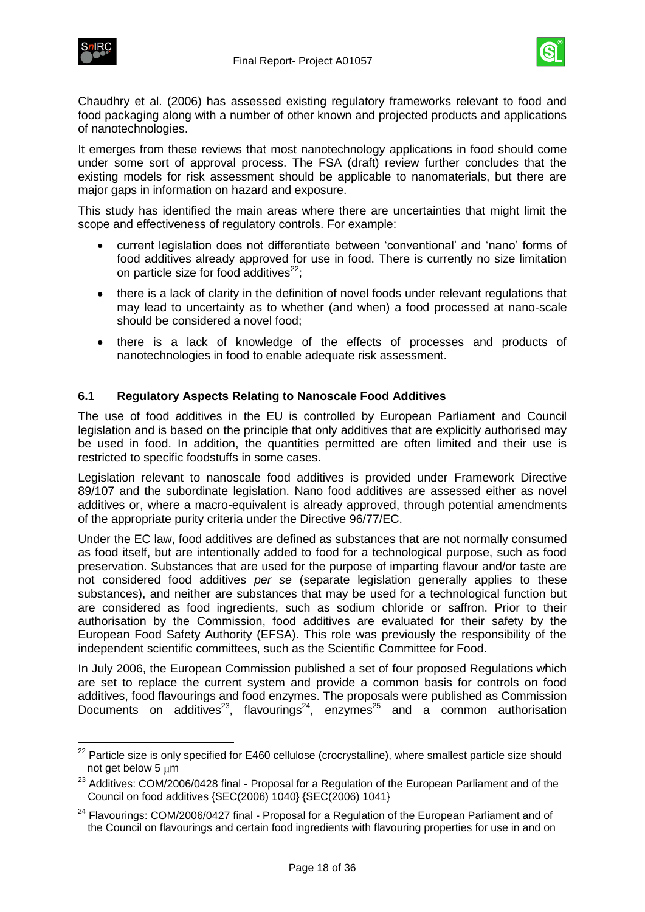Chaudhry et al. (2006) has assessed existing regulatory frameworks relevant to food and food packaging along with a number of other known and projected products and applications of nanotechnologies.

It emerges from these reviews that most nanotechnology applications in food should come under some sort of approval process. The FSA (draft) review further concludes that the existing models for risk assessment should be applicable to nanomaterials, but there are major gaps in information on hazard and exposure.

This study has identified the main areas where there are uncertainties that might limit the scope and effectiveness of regulatory controls. For example:

- current legislation does not differentiate between 'conventional' and 'nano' forms of food additives already approved for use in food. There is currently no size limitation on particle size for food additives[22];
- there is a lack of clarity in the definition of novel foods under relevant regulations that may lead to uncertainty as to whether (and when) a food processed at nano-scale should be considered a novel food;
- there is a lack of knowledge of the effects of processes and products of nanotechnologies in food to enable adequate risk assessment.

## 6.1 Regulatory Aspects Relating to Nanoscale Food Additives

The use of food additives in the EU is controlled by European Parliament and Council legislation and is based on the principle that only additives that are explicitly authorised may be used in food. In addition, the quantities permitted are often limited and their use is restricted to specific foodstuffs in some cases.

Legislation relevant to nanoscale food additives is provided under Framework Directive 89/107 and the subordinate legislation. Nano food additives are assessed either as novel additives or, where a macro-equivalent is already approved, through potential amendments of the appropriate purity criteria under the Directive 96/77/EC.

Under the EC law, food additives are defined as substances that are not normally consumed as food itself, but are intentionally added to food for a technological purpose, such as food preservation. Substances that are used for the purpose of imparting flavour and/or taste are not considered food additives *per se* (separate legislation generally applies to these substances), and neither are substances that may be used for a technological function but are considered as food ingredients, such as sodium chloride or saffron. Prior to their authorisation by the Commission, food additives are evaluated for their safety by the European Food Safety Authority (EFSA). This role was previously the responsibility of the independent scientific committees, such as the Scientific Committee for Food.

In July 2006, the European Commission published a set of four proposed Regulations which are set to replace the current system and provide a common basis for controls on food additives, food flavourings and food enzymes. The proposals were published as Commission Documents on additives[23], flavourings[24], enzymes[25] and a common authorisation

---

[22] Particle size is only specified for E460 cellulose (crocrystalline), where smallest particle size should not get below 5 μm

[23] Additives: COM/2006/0428 final - Proposal for a Regulation of the European Parliament and of the Council on food additives {SEC(2006) 1040} {SEC(2006) 1041}

[24] Flavourings: COM/2006/0427 final - Proposal for a Regulation of the European Parliament and of the Council on flavourings and certain food ingredients with flavouring properties for use in and on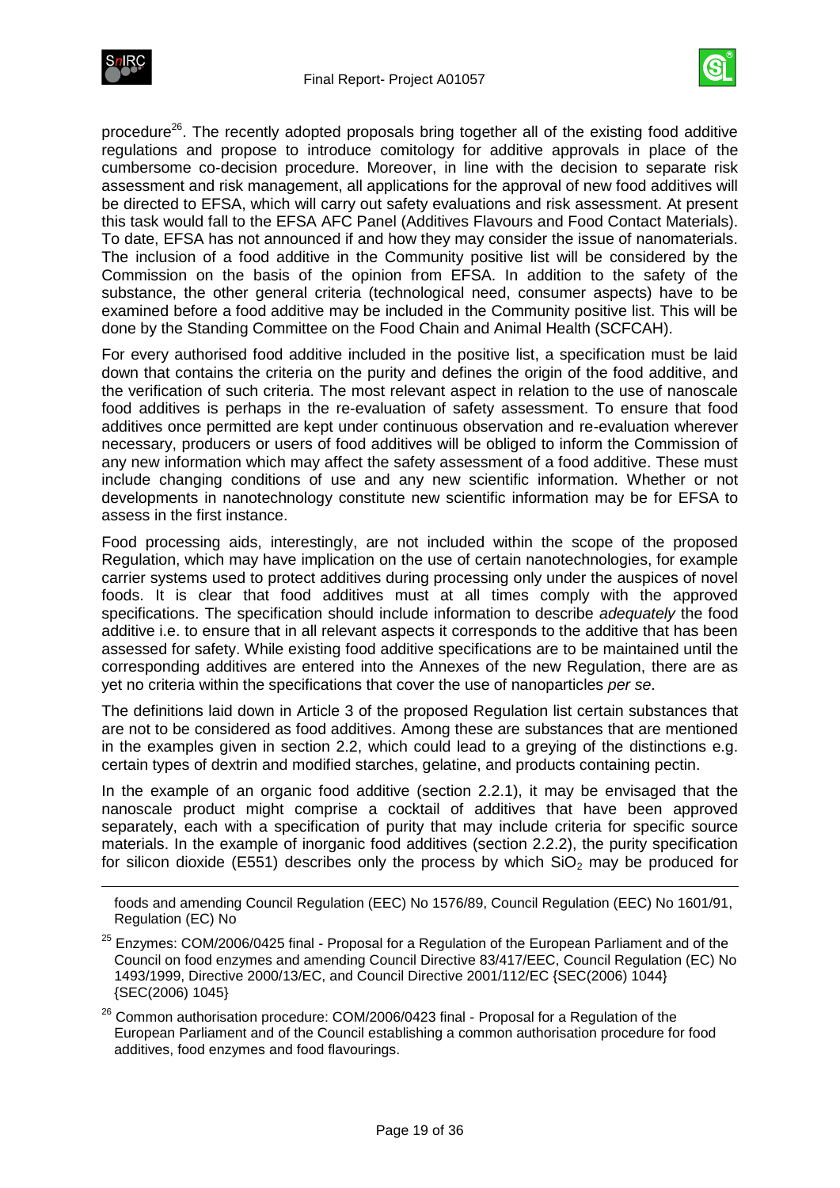procedure[26]. The recently adopted proposals bring together all of the existing food additive regulations and propose to introduce comitology for additive approvals in place of the cumbersome co-decision procedure. Moreover, in line with the decision to separate risk assessment and risk management, all applications for the approval of new food additives will be directed to EFSA, which will carry out safety evaluations and risk assessment. At present this task would fall to the EFSA AFC Panel (Additives Flavours and Food Contact Materials). To date, EFSA has not announced if and how they may consider the issue of nanomaterials. The inclusion of a food additive in the Community positive list will be considered by the Commission on the basis of the opinion from EFSA. In addition to the safety of the substance, the other general criteria (technological need, consumer aspects) have to be examined before a food additive may be included in the Community positive list. This will be done by the Standing Committee on the Food Chain and Animal Health (SCFCAH).

For every authorised food additive included in the positive list, a specification must be laid down that contains the criteria on the purity and defines the origin of the food additive, and the verification of such criteria. The most relevant aspect in relation to the use of nanoscale food additives is perhaps in the re-evaluation of safety assessment. To ensure that food additives once permitted are kept under continuous observation and re-evaluation wherever necessary, producers or users of food additives will be obliged to inform the Commission of any new information which may affect the safety assessment of a food additive. These must include changing conditions of use and any new scientific information. Whether or not developments in nanotechnology constitute new scientific information may be for EFSA to assess in the first instance.

Food processing aids, interestingly, are not included within the scope of the proposed Regulation, which may have implication on the use of certain nanotechnologies, for example carrier systems used to protect additives during processing only under the auspices of novel foods. It is clear that food additives must at all times comply with the approved specifications. The specification should include information to describe *adequately* the food additive i.e. to ensure that in all relevant aspects it corresponds to the additive that has been assessed for safety. While existing food additive specifications are to be maintained until the corresponding additives are entered into the Annexes of the new Regulation, there are as yet no criteria within the specifications that cover the use of nanoparticles *per se*.

The definitions laid down in Article 3 of the proposed Regulation list certain substances that are not to be considered as food additives. Among these are substances that are mentioned in the examples given in section 2.2, which could lead to a greying of the distinctions e.g. certain types of dextrin and modified starches, gelatine, and products containing pectin.

In the example of an organic food additive (section 2.2.1), it may be envisaged that the nanoscale product might comprise a cocktail of additives that have been approved separately, each with a specification of purity that may include criteria for specific source materials. In the example of inorganic food additives (section 2.2.2), the purity specification for silicon dioxide (E551) describes only the process by which $SiO_2$ may be produced for

---

foods and amending Council Regulation (EEC) No 1576/89, Council Regulation (EEC) No 1601/91, Regulation (EC) No

[25] Enzymes: COM/2006/0425 final - Proposal for a Regulation of the European Parliament and of the Council on food enzymes and amending Council Directive 83/417/EEC, Council Regulation (EC) No 1493/1999, Directive 2000/13/EC, and Council Directive 2001/112/EC {SEC(2006) 1044} {SEC(2006) 1045}

[26] Common authorisation procedure: COM/2006/0423 final - Proposal for a Regulation of the European Parliament and of the Council establishing a common authorisation procedure for food additives, food enzymes and food flavourings.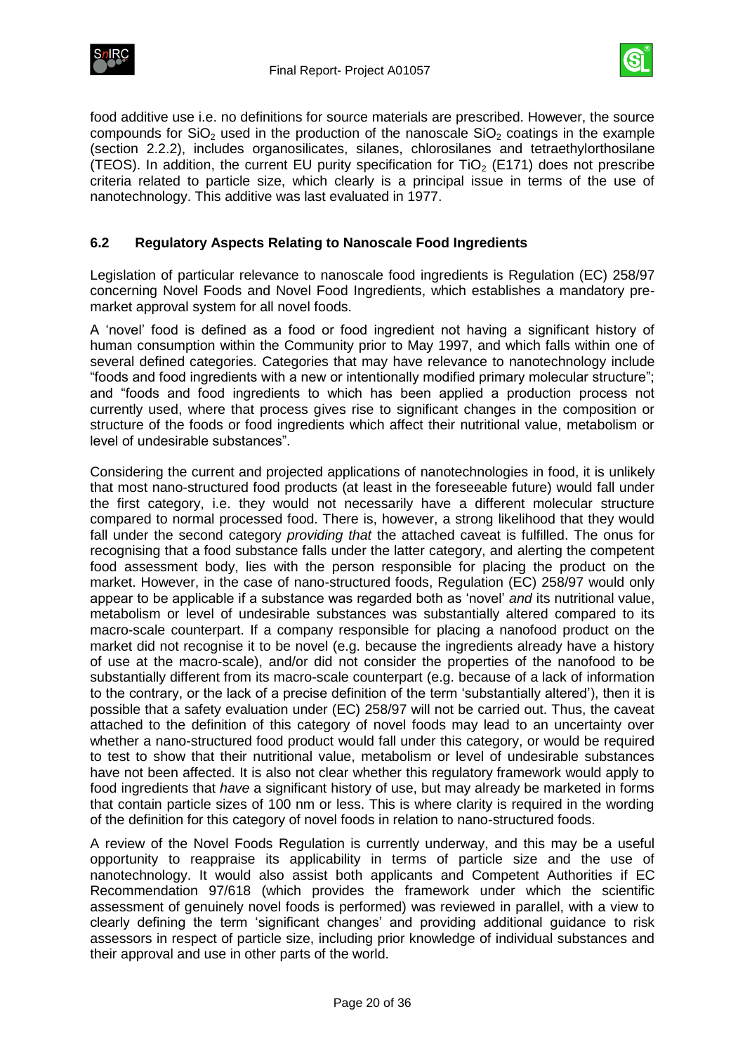food additive use i.e. no definitions for source materials are prescribed. However, the source compounds for $SiO_2$ used in the production of the nanoscale $SiO_2$ coatings in the example (section 2.2.2), includes organosilicates, silanes, chlorosilanes and tetraethylorthosilane (TEOS). In addition, the current EU purity specification for $TiO_2$ (E171) does not prescribe criteria related to particle size, which clearly is a principal issue in terms of the use of nanotechnology. This additive was last evaluated in 1977.

### 6.2 Regulatory Aspects Relating to Nanoscale Food Ingredients

Legislation of particular relevance to nanoscale food ingredients is Regulation (EC) 258/97 concerning Novel Foods and Novel Food Ingredients, which establishes a mandatory pre-market approval system for all novel foods.

A 'novel' food is defined as a food or food ingredient not having a significant history of human consumption within the Community prior to May 1997, and which falls within one of several defined categories. Categories that may have relevance to nanotechnology include "foods and food ingredients with a new or intentionally modified primary molecular structure"; and "foods and food ingredients to which has been applied a production process not currently used, where that process gives rise to significant changes in the composition or structure of the foods or food ingredients which affect their nutritional value, metabolism or level of undesirable substances".

Considering the current and projected applications of nanotechnologies in food, it is unlikely that most nano-structured food products (at least in the foreseeable future) would fall under the first category, i.e. they would not necessarily have a different molecular structure compared to normal processed food. There is, however, a strong likelihood that they would fall under the second category *providing that* the attached caveat is fulfilled. The onus for recognising that a food substance falls under the latter category, and alerting the competent food assessment body, lies with the person responsible for placing the product on the market. However, in the case of nano-structured foods, Regulation (EC) 258/97 would only appear to be applicable if a substance was regarded both as 'novel' *and* its nutritional value, metabolism or level of undesirable substances was substantially altered compared to its macro-scale counterpart. If a company responsible for placing a nanofood product on the market did not recognise it to be novel (e.g. because the ingredients already have a history of use at the macro-scale), and/or did not consider the properties of the nanofood to be substantially different from its macro-scale counterpart (e.g. because of a lack of information to the contrary, or the lack of a precise definition of the term 'substantially altered'), then it is possible that a safety evaluation under (EC) 258/97 will not be carried out. Thus, the caveat attached to the definition of this category of novel foods may lead to an uncertainty over whether a nano-structured food product would fall under this category, or would be required to test to show that their nutritional value, metabolism or level of undesirable substances have not been affected. It is also not clear whether this regulatory framework would apply to food ingredients that *have* a significant history of use, but may already be marketed in forms that contain particle sizes of 100 nm or less. This is where clarity is required in the wording of the definition for this category of novel foods in relation to nano-structured foods.

A review of the Novel Foods Regulation is currently underway, and this may be a useful opportunity to reappraise its applicability in terms of particle size and the use of nanotechnology. It would also assist both applicants and Competent Authorities if EC Recommendation 97/618 (which provides the framework under which the scientific assessment of genuinely novel foods is performed) was reviewed in parallel, with a view to clearly defining the term 'significant changes' and providing additional guidance to risk assessors in respect of particle size, including prior knowledge of individual substances and their approval and use in other parts of the world.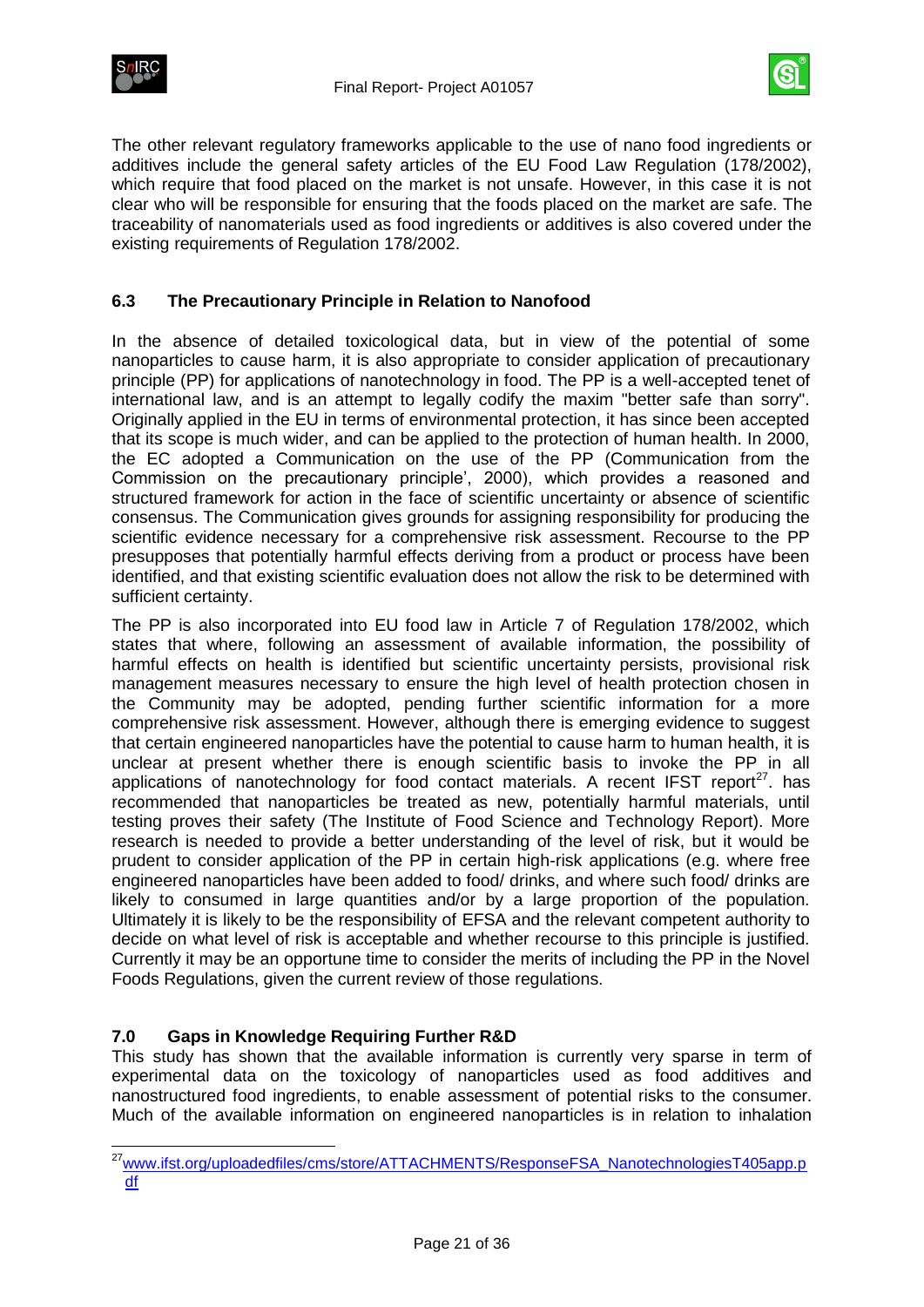The other relevant regulatory frameworks applicable to the use of nano food ingredients or additives include the general safety articles of the EU Food Law Regulation (178/2002), which require that food placed on the market is not unsafe. However, in this case it is not clear who will be responsible for ensuring that the foods placed on the market are safe. The traceability of nanomaterials used as food ingredients or additives is also covered under the existing requirements of Regulation 178/2002.

### 6.3 The Precautionary Principle in Relation to Nanofood

In the absence of detailed toxicological data, but in view of the potential of some nanoparticles to cause harm, it is also appropriate to consider application of precautionary principle (PP) for applications of nanotechnology in food. The PP is a well-accepted tenet of international law, and is an attempt to legally codify the maxim "better safe than sorry". Originally applied in the EU in terms of environmental protection, it has since been accepted that its scope is much wider, and can be applied to the protection of human health. In 2000, the EC adopted a Communication on the use of the PP (Communication from the Commission on the precautionary principle', 2000), which provides a reasoned and structured framework for action in the face of scientific uncertainty or absence of scientific consensus. The Communication gives grounds for assigning responsibility for producing the scientific evidence necessary for a comprehensive risk assessment. Recourse to the PP presupposes that potentially harmful effects deriving from a product or process have been identified, and that existing scientific evaluation does not allow the risk to be determined with sufficient certainty.

The PP is also incorporated into EU food law in Article 7 of Regulation 178/2002, which states that where, following an assessment of available information, the possibility of harmful effects on health is identified but scientific uncertainty persists, provisional risk management measures necessary to ensure the high level of health protection chosen in the Community may be adopted, pending further scientific information for a more comprehensive risk assessment. However, although there is emerging evidence to suggest that certain engineered nanoparticles have the potential to cause harm to human health, it is unclear at present whether there is enough scientific basis to invoke the PP in all applications of nanotechnology for food contact materials. A recent IFST report[27]. has recommended that nanoparticles be treated as new, potentially harmful materials, until testing proves their safety (The Institute of Food Science and Technology Report). More research is needed to provide a better understanding of the level of risk, but it would be prudent to consider application of the PP in certain high-risk applications (e.g. where free engineered nanoparticles have been added to food/ drinks, and where such food/ drinks are likely to consumed in large quantities and/or by a large proportion of the population. Ultimately it is likely to be the responsibility of EFSA and the relevant competent authority to decide on what level of risk is acceptable and whether recourse to this principle is justified. Currently it may be an opportune time to consider the merits of including the PP in the Novel Foods Regulations, given the current review of those regulations.

## 7.0 Gaps in Knowledge Requiring Further R&D

This study has shown that the available information is currently very sparse in term of experimental data on the toxicology of nanoparticles used as food additives and nanostructured food ingredients, to enable assessment of potential risks to the consumer. Much of the available information on engineered nanoparticles is in relation to inhalation

---

[27] www.ifst.org/uploadedfiles/cms/store/ATTACHMENTS/ResponseFSA_NanotechnologiesT405app.pdf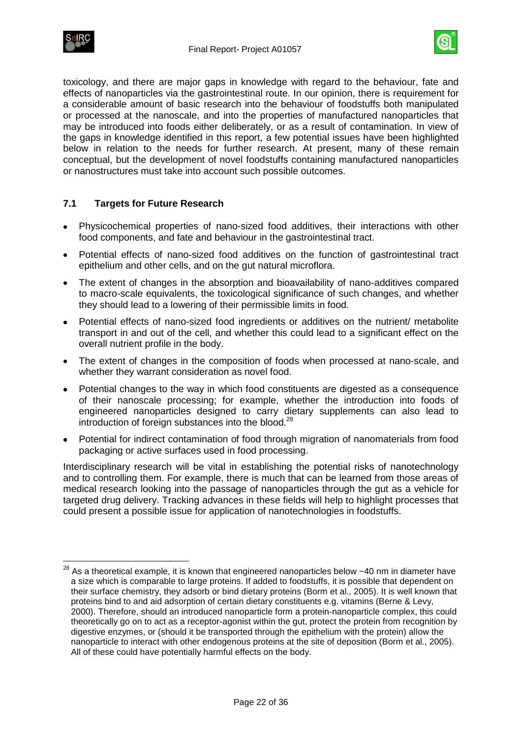toxicology, and there are major gaps in knowledge with regard to the behaviour, fate and effects of nanoparticles via the gastrointestinal route. In our opinion, there is requirement for a considerable amount of basic research into the behaviour of foodstuffs both manipulated or processed at the nanoscale, and into the properties of manufactured nanoparticles that may be introduced into foods either deliberately, or as a result of contamination. In view of the gaps in knowledge identified in this report, a few potential issues have been highlighted below in relation to the needs for further research. At present, many of these remain conceptual, but the development of novel foodstuffs containing manufactured nanoparticles or nanostructures must take into account such possible outcomes.

## 7.1 Targets for Future Research

- Physicochemical properties of nano-sized food additives, their interactions with other food components, and fate and behaviour in the gastrointestinal tract.
- Potential effects of nano-sized food additives on the function of gastrointestinal tract epithelium and other cells, and on the gut natural microflora.
- The extent of changes in the absorption and bioavailability of nano-additives compared to macro-scale equivalents, the toxicological significance of such changes, and whether they should lead to a lowering of their permissible limits in food.
- Potential effects of nano-sized food ingredients or additives on the nutrient/ metabolite transport in and out of the cell, and whether this could lead to a significant effect on the overall nutrient profile in the body.
- The extent of changes in the composition of foods when processed at nano-scale, and whether they warrant consideration as novel food.
- Potential changes to the way in which food constituents are digested as a consequence of their nanoscale processing; for example, whether the introduction into foods of engineered nanoparticles designed to carry dietary supplements can also lead to introduction of foreign substances into the blood.[28]
- Potential for indirect contamination of food through migration of nanomaterials from food packaging or active surfaces used in food processing.

Interdisciplinary research will be vital in establishing the potential risks of nanotechnology and to controlling them. For example, there is much that can be learned from those areas of medical research looking into the passage of nanoparticles through the gut as a vehicle for targeted drug delivery. Tracking advances in these fields will help to highlight processes that could present a possible issue for application of nanotechnologies in foodstuffs.

---

[28] As a theoretical example, it is known that engineered nanoparticles below ~40 nm in diameter have a size which is comparable to large proteins. If added to foodstuffs, it is possible that dependent on their surface chemistry, they adsorb or bind dietary proteins (Borm et al., 2005). It is well known that proteins bind to and aid adsorption of certain dietary constituents e.g. vitamins (Berne & Levy, 2000). Therefore, should an introduced nanoparticle form a protein-nanoparticle complex, this could theoretically go on to act as a receptor-agonist within the gut, protect the protein from recognition by digestive enzymes, or (should it be transported through the epithelium with the protein) allow the nanoparticle to interact with other endogenous proteins at the site of deposition (Borm et al., 2005). All of these could have potentially harmful effects on the body.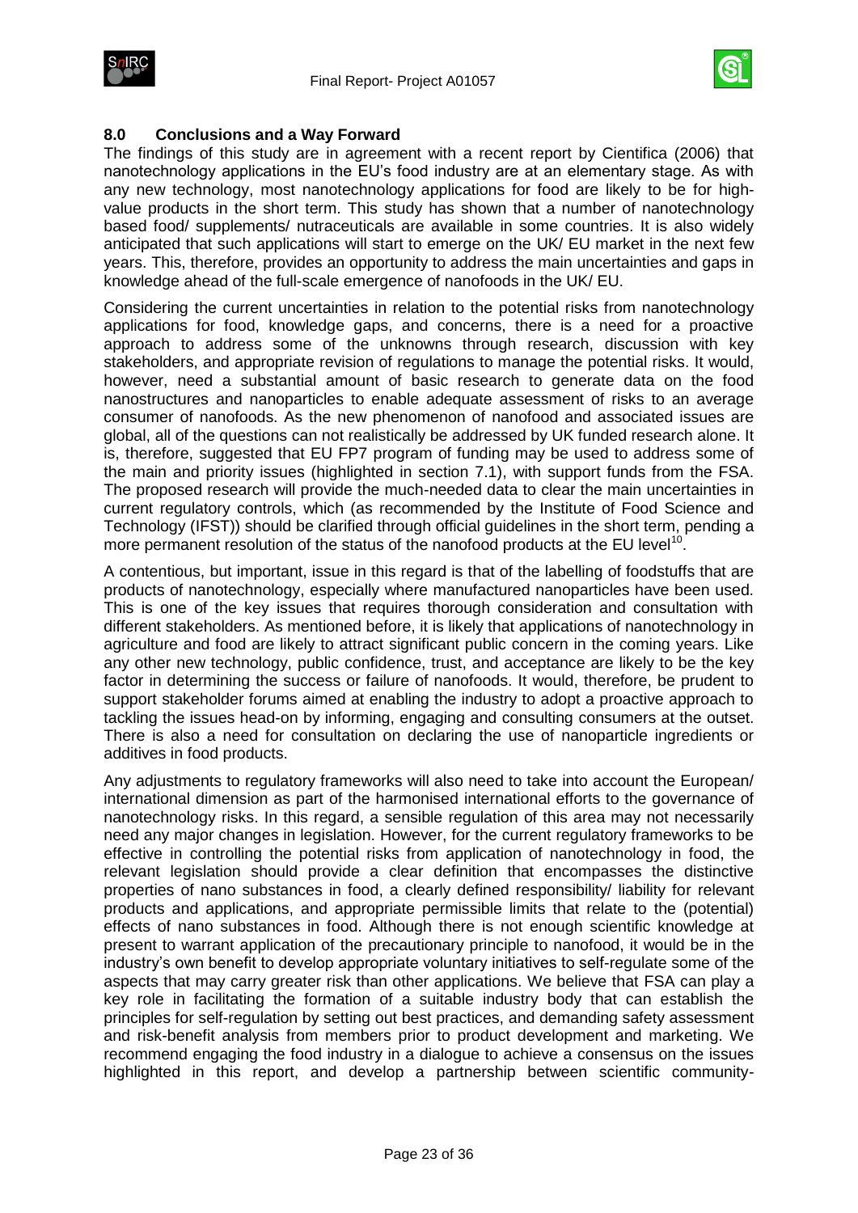## 8.0 Conclusions and a Way Forward

The findings of this study are in agreement with a recent report by Cientifica (2006) that nanotechnology applications in the EU's food industry are at an elementary stage. As with any new technology, most nanotechnology applications for food are likely to be for high-value products in the short term. This study has shown that a number of nanotechnology based food/ supplements/ nutraceuticals are available in some countries. It is also widely anticipated that such applications will start to emerge on the UK/ EU market in the next few years. This, therefore, provides an opportunity to address the main uncertainties and gaps in knowledge ahead of the full-scale emergence of nanofoods in the UK/ EU.

Considering the current uncertainties in relation to the potential risks from nanotechnology applications for food, knowledge gaps, and concerns, there is a need for a proactive approach to address some of the unknowns through research, discussion with key stakeholders, and appropriate revision of regulations to manage the potential risks. It would, however, need a substantial amount of basic research to generate data on the food nanostructures and nanoparticles to enable adequate assessment of risks to an average consumer of nanofoods. As the new phenomenon of nanofood and associated issues are global, all of the questions can not realistically be addressed by UK funded research alone. It is, therefore, suggested that EU FP7 program of funding may be used to address some of the main and priority issues (highlighted in section 7.1), with support funds from the FSA. The proposed research will provide the much-needed data to clear the main uncertainties in current regulatory controls, which (as recommended by the Institute of Food Science and Technology (IFST)) should be clarified through official guidelines in the short term, pending a more permanent resolution of the status of the nanofood products at the EU level[10].

A contentious, but important, issue in this regard is that of the labelling of foodstuffs that are products of nanotechnology, especially where manufactured nanoparticles have been used. This is one of the key issues that requires thorough consideration and consultation with different stakeholders. As mentioned before, it is likely that applications of nanotechnology in agriculture and food are likely to attract significant public concern in the coming years. Like any other new technology, public confidence, trust, and acceptance are likely to be the key factor in determining the success or failure of nanofoods. It would, therefore, be prudent to support stakeholder forums aimed at enabling the industry to adopt a proactive approach to tackling the issues head-on by informing, engaging and consulting consumers at the outset. There is also a need for consultation on declaring the use of nanoparticle ingredients or additives in food products.

Any adjustments to regulatory frameworks will also need to take into account the European/ international dimension as part of the harmonised international efforts to the governance of nanotechnology risks. In this regard, a sensible regulation of this area may not necessarily need any major changes in legislation. However, for the current regulatory frameworks to be effective in controlling the potential risks from application of nanotechnology in food, the relevant legislation should provide a clear definition that encompasses the distinctive properties of nano substances in food, a clearly defined responsibility/ liability for relevant products and applications, and appropriate permissible limits that relate to the (potential) effects of nano substances in food. Although there is not enough scientific knowledge at present to warrant application of the precautionary principle to nanofood, it would be in the industry's own benefit to develop appropriate voluntary initiatives to self-regulate some of the aspects that may carry greater risk than other applications. We believe that FSA can play a key role in facilitating the formation of a suitable industry body that can establish the principles for self-regulation by setting out best practices, and demanding safety assessment and risk-benefit analysis from members prior to product development and marketing. We recommend engaging the food industry in a dialogue to achieve a consensus on the issues highlighted in this report, and develop a partnership between scientific community-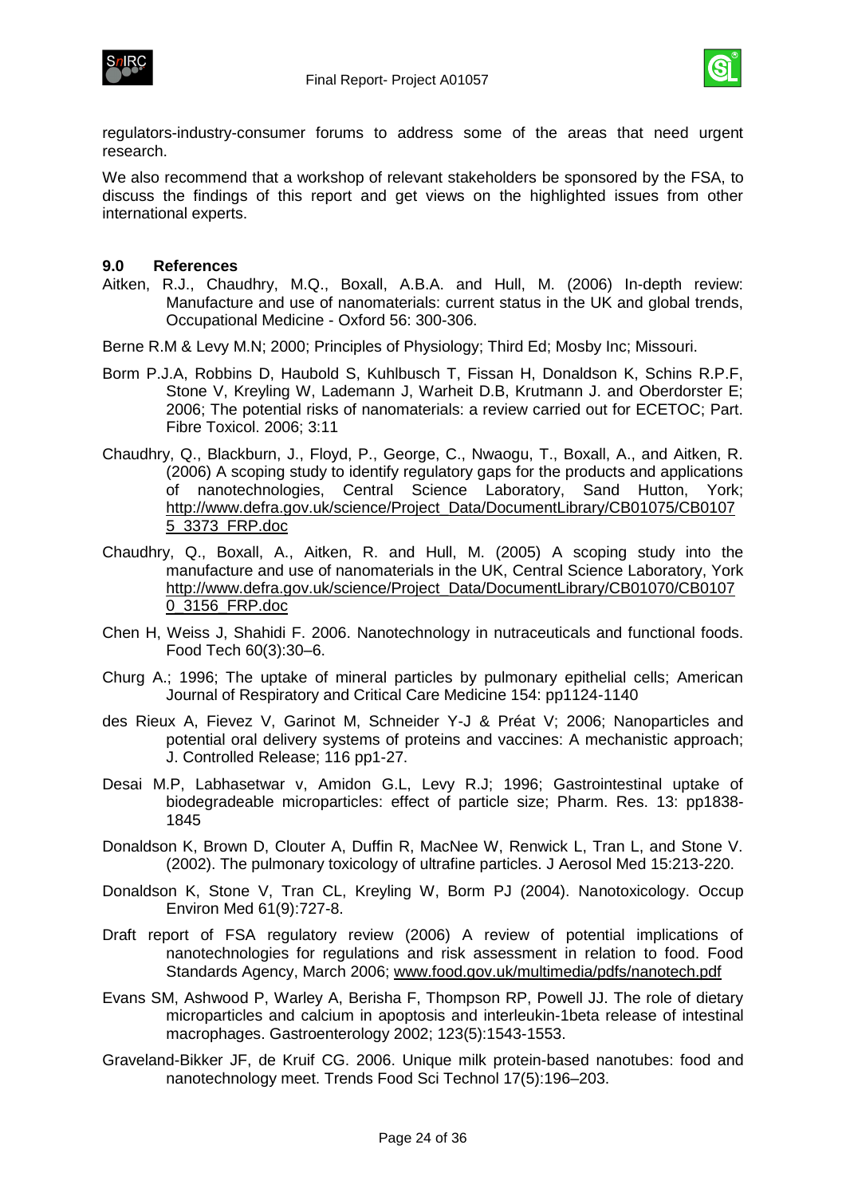regulators-industry-consumer forums to address some of the areas that need urgent research.

We also recommend that a workshop of relevant stakeholders be sponsored by the FSA, to discuss the findings of this report and get views on the highlighted issues from other international experts.

## 9.0 References

Aitken, R.J., Chaudhry, M.Q., Boxall, A.B.A. and Hull, M. (2006) In-depth review: Manufacture and use of nanomaterials: current status in the UK and global trends, Occupational Medicine - Oxford 56: 300-306.

Berne R.M & Levy M.N; 2000; Principles of Physiology; Third Ed; Mosby Inc; Missouri.

Borm P.J.A, Robbins D, Haubold S, Kuhlbusch T, Fissan H, Donaldson K, Schins R.P.F, Stone V, Kreyling W, Lademann J, Warheit D.B, Krutmann J. and Oberdorster E; 2006; The potential risks of nanomaterials: a review carried out for ECETOC; Part. Fibre Toxicol. 2006; 3:11

Chaudhry, Q., Blackburn, J., Floyd, P., George, C., Nwaogu, T., Boxall, A., and Aitken, R. (2006) A scoping study to identify regulatory gaps for the products and applications of nanotechnologies, Central Science Laboratory, Sand Hutton, York; http://www.defra.gov.uk/science/Project_Data/DocumentLibrary/CB01075/CB01075_3373_FRP.doc

Chaudhry, Q., Boxall, A., Aitken, R. and Hull, M. (2005) A scoping study into the manufacture and use of nanomaterials in the UK, Central Science Laboratory, York http://www.defra.gov.uk/science/Project_Data/DocumentLibrary/CB01070/CB01070_3156_FRP.doc

Chen H, Weiss J, Shahidi F. 2006. Nanotechnology in nutraceuticals and functional foods. Food Tech 60(3):30–6.

Churg A.; 1996; The uptake of mineral particles by pulmonary epithelial cells; American Journal of Respiratory and Critical Care Medicine 154: pp1124-1140

des Rieux A, Fievez V, Garinot M, Schneider Y-J & Préat V; 2006; Nanoparticles and potential oral delivery systems of proteins and vaccines: A mechanistic approach; J. Controlled Release; 116 pp1-27.

Desai M.P, Labhasetwar v, Amidon G.L, Levy R.J; 1996; Gastrointestinal uptake of biodegradeable microparticles: effect of particle size; Pharm. Res. 13: pp1838-1845

Donaldson K, Brown D, Clouter A, Duffin R, MacNee W, Renwick L, Tran L, and Stone V. (2002). The pulmonary toxicology of ultrafine particles. J Aerosol Med 15:213-220.

Donaldson K, Stone V, Tran CL, Kreyling W, Borm PJ (2004). Nanotoxicology. Occup Environ Med 61(9):727-8.

Draft report of FSA regulatory review (2006) A review of potential implications of nanotechnologies for regulations and risk assessment in relation to food. Food Standards Agency, March 2006; www.food.gov.uk/multimedia/pdfs/nanotech.pdf

Evans SM, Ashwood P, Warley A, Berisha F, Thompson RP, Powell JJ. The role of dietary microparticles and calcium in apoptosis and interleukin-1beta release of intestinal macrophages. Gastroenterology 2002; 123(5):1543-1553.

Graveland-Bikker JF, de Kruif CG. 2006. Unique milk protein-based nanotubes: food and nanotechnology meet. Trends Food Sci Technol 17(5):196–203.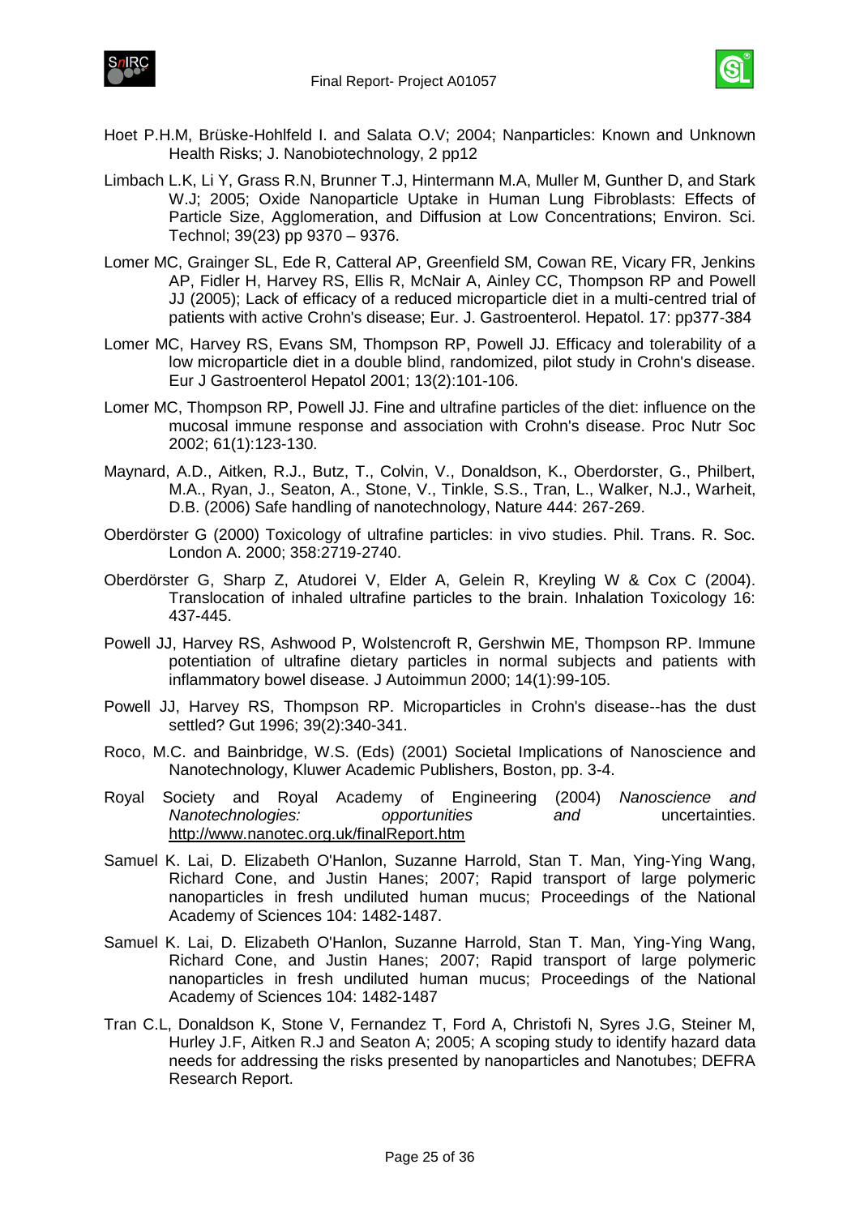Hoet P.H.M, Brüske-Hohlfeld I. and Salata O.V; 2004; Nanparticles: Known and Unknown Health Risks; J. Nanobiotechnology, 2 pp12

Limbach L.K, Li Y, Grass R.N, Brunner T.J, Hintermann M.A, Muller M, Gunther D, and Stark W.J; 2005; Oxide Nanoparticle Uptake in Human Lung Fibroblasts: Effects of Particle Size, Agglomeration, and Diffusion at Low Concentrations; Environ. Sci. Technol; 39(23) pp 9370 – 9376.

Lomer MC, Grainger SL, Ede R, Catteral AP, Greenfield SM, Cowan RE, Vicary FR, Jenkins AP, Fidler H, Harvey RS, Ellis R, McNair A, Ainley CC, Thompson RP and Powell JJ (2005); Lack of efficacy of a reduced microparticle diet in a multi-centred trial of patients with active Crohn's disease; Eur. J. Gastroenterol. Hepatol. 17: pp377-384

Lomer MC, Harvey RS, Evans SM, Thompson RP, Powell JJ. Efficacy and tolerability of a low microparticle diet in a double blind, randomized, pilot study in Crohn's disease. Eur J Gastroenterol Hepatol 2001; 13(2):101-106.

Lomer MC, Thompson RP, Powell JJ. Fine and ultrafine particles of the diet: influence on the mucosal immune response and association with Crohn's disease. Proc Nutr Soc 2002; 61(1):123-130.

Maynard, A.D., Aitken, R.J., Butz, T., Colvin, V., Donaldson, K., Oberdorster, G., Philbert, M.A., Ryan, J., Seaton, A., Stone, V., Tinkle, S.S., Tran, L., Walker, N.J., Warheit, D.B. (2006) Safe handling of nanotechnology, Nature 444: 267-269.

Oberdörster G (2000) Toxicology of ultrafine particles: in vivo studies. Phil. Trans. R. Soc. London A. 2000; 358:2719-2740.

Oberdörster G, Sharp Z, Atudorei V, Elder A, Gelein R, Kreyling W & Cox C (2004). Translocation of inhaled ultrafine particles to the brain. Inhalation Toxicology 16: 437-445.

Powell JJ, Harvey RS, Ashwood P, Wolstencroft R, Gershwin ME, Thompson RP. Immune potentiation of ultrafine dietary particles in normal subjects and patients with inflammatory bowel disease. J Autoimmun 2000; 14(1):99-105.

Powell JJ, Harvey RS, Thompson RP. Microparticles in Crohn's disease--has the dust settled? Gut 1996; 39(2):340-341.

Roco, M.C. and Bainbridge, W.S. (Eds) (2001) Societal Implications of Nanoscience and Nanotechnology, Kluwer Academic Publishers, Boston, pp. 3-4.

Royal Society and Royal Academy of Engineering (2004) *Nanoscience and Nanotechnologies: opportunities and* uncertainties. http://www.nanotec.org.uk/finalReport.htm

Samuel K. Lai, D. Elizabeth O'Hanlon, Suzanne Harrold, Stan T. Man, Ying-Ying Wang, Richard Cone, and Justin Hanes; 2007; Rapid transport of large polymeric nanoparticles in fresh undiluted human mucus; Proceedings of the National Academy of Sciences 104: 1482-1487.

Samuel K. Lai, D. Elizabeth O'Hanlon, Suzanne Harrold, Stan T. Man, Ying-Ying Wang, Richard Cone, and Justin Hanes; 2007; Rapid transport of large polymeric nanoparticles in fresh undiluted human mucus; Proceedings of the National Academy of Sciences 104: 1482-1487

Tran C.L, Donaldson K, Stone V, Fernandez T, Ford A, Christofi N, Syres J.G, Steiner M, Hurley J.F, Aitken R.J and Seaton A; 2005; A scoping study to identify hazard data needs for addressing the risks presented by nanoparticles and Nanotubes; DEFRA Research Report.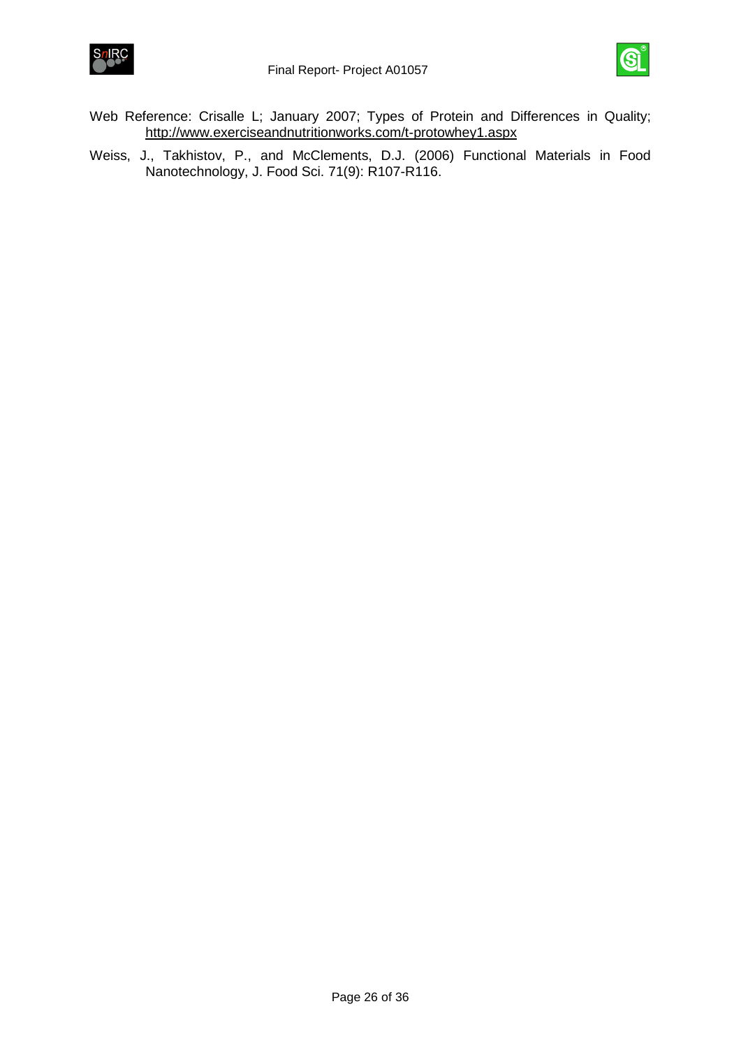Web Reference: Crisalle L; January 2007; Types of Protein and Differences in Quality; http://www.exerciseandnutritionworks.com/t-protowhey1.aspx

Weiss, J., Takhistov, P., and McClements, D.J. (2006) Functional Materials in Food Nanotechnology, J. Food Sci. 71(9): R107-R116.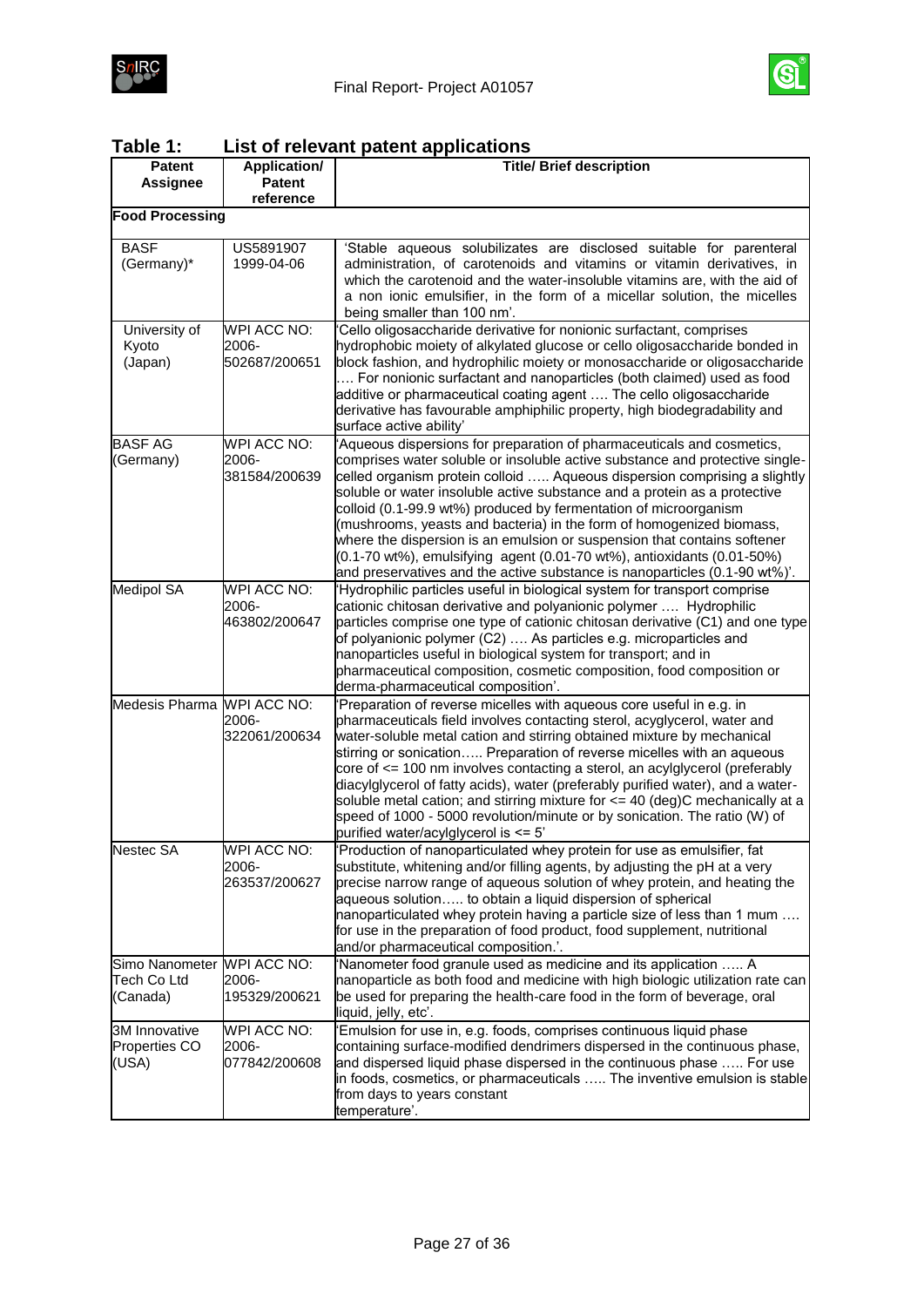## Table 1: List of relevant patent applications

| Patent Assignee | Application/ Patent reference | Title/ Brief description |
|---|---|---|
| **Food Processing** | | |
| BASF (Germany)* | US5891907 1999-04-06 | 'Stable aqueous solubilizates are disclosed suitable for parenteral administration, of carotenoids and vitamins or vitamin derivatives, in which the carotenoid and the water-insoluble vitamins are, with the aid of a non ionic emulsifier, in the form of a micellar solution, the micelles being smaller than 100 nm'. |
| University of Kyoto (Japan) | WPI ACC NO: 2006-502687/200651 | 'Cello oligosaccharide derivative for nonionic surfactant, comprises hydrophobic moiety of alkylated glucose or cello oligosaccharide bonded in block fashion, and hydrophilic moiety or monosaccharide or oligosaccharide …. For nonionic surfactant and nanoparticles (both claimed) used as food additive or pharmaceutical coating agent …. The cello oligosaccharide derivative has favourable amphiphilic property, high biodegradability and surface active ability' |
| BASF AG (Germany) | WPI ACC NO: 2006-381584/200639 | 'Aqueous dispersions for preparation of pharmaceuticals and cosmetics, comprises water soluble or insoluble active substance and protective single-celled organism protein colloid ….. Aqueous dispersion comprising a slightly soluble or water insoluble active substance and a protein as a protective colloid (0.1-99.9 wt%) produced by fermentation of microorganism (mushrooms, yeasts and bacteria) in the form of homogenized biomass, where the dispersion is an emulsion or suspension that contains softener (0.1-70 wt%), emulsifying agent (0.01-70 wt%), antioxidants (0.01-50%) and preservatives and the active substance is nanoparticles (0.1-90 wt%)'. |
| Medipol SA | WPI ACC NO: 2006-463802/200647 | 'Hydrophilic particles useful in biological system for transport comprise cationic chitosan derivative and polyanionic polymer …. Hydrophilic particles comprise one type of cationic chitosan derivative (C1) and one type of polyanionic polymer (C2) …. As particles e.g. microparticles and nanoparticles useful in biological system for transport; and in pharmaceutical composition, cosmetic composition, food composition or derma-pharmaceutical composition'. |
| Medesis Pharma | WPI ACC NO: 2006-322061/200634 | 'Preparation of reverse micelles with aqueous core useful in e.g. in pharmaceuticals field involves contacting sterol, acyglycerol, water and water-soluble metal cation and stirring obtained mixture by mechanical stirring or sonication….. Preparation of reverse micelles with an aqueous core of <= 100 nm involves contacting a sterol, an acylglycerol (preferably diacylglycerol of fatty acids), water (preferably purified water), and a water-soluble metal cation; and stirring mixture for <= 40 (deg)C mechanically at a speed of 1000 - 5000 revolution/minute or by sonication. The ratio (W) of purified water/acylglycerol is <= 5' |
| Nestec SA | WPI ACC NO: 2006-263537/200627 | 'Production of nanoparticulated whey protein for use as emulsifier, fat substitute, whitening and/or filling agents, by adjusting the pH at a very precise narrow range of aqueous solution of whey protein, and heating the aqueous solution….. to obtain a liquid dispersion of spherical nanoparticulated whey protein having a particle size of less than 1 mum …. for use in the preparation of food product, food supplement, nutritional and/or pharmaceutical composition.'. |
| Simo Nanometer Tech Co Ltd (Canada) | WPI ACC NO: 2006-195329/200621 | 'Nanometer food granule used as medicine and its application ….. A nanoparticle as both food and medicine with high biologic utilization rate can be used for preparing the health-care food in the form of beverage, oral liquid, jelly, etc'. |
| 3M Innovative Properties CO (USA) | WPI ACC NO: 2006-077842/200608 | 'Emulsion for use in, e.g. foods, comprises continuous liquid phase containing surface-modified dendrimers dispersed in the continuous phase, and dispersed liquid phase dispersed in the continuous phase ….. For use in foods, cosmetics, or pharmaceuticals ….. The inventive emulsion is stable from days to years constant temperature'. |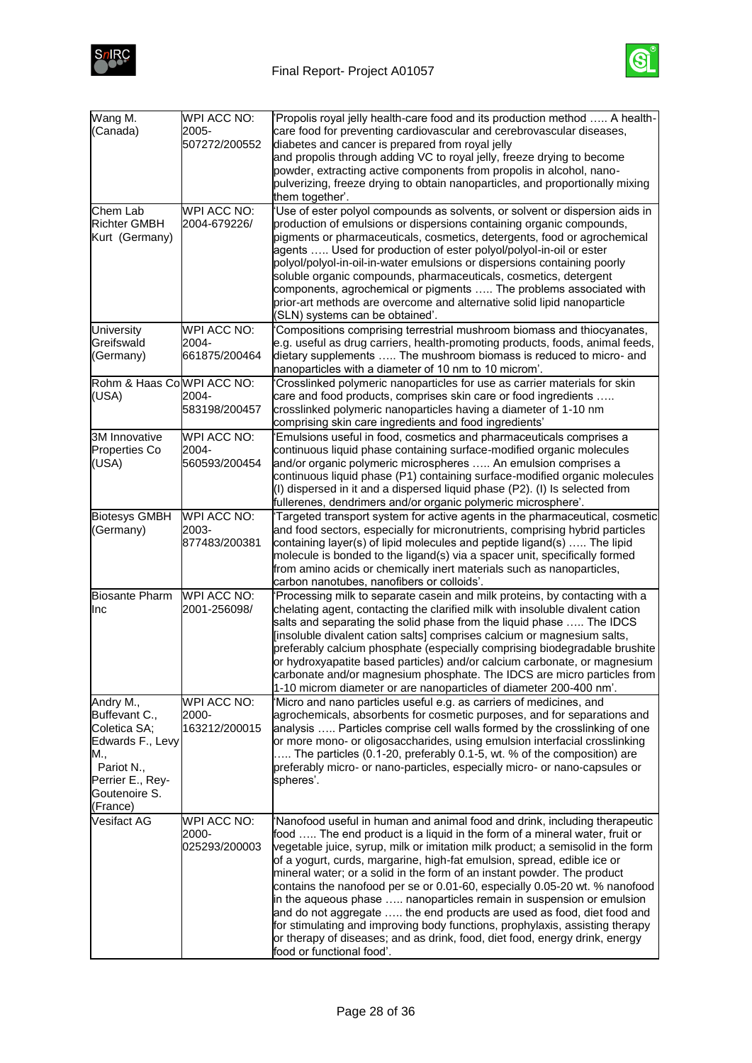| | | |
|---|---|---|
| Wang M. (Canada) | WPI ACC NO: 2005-507272/200552 | 'Propolis royal jelly health-care food and its production method ….. A health-care food for preventing cardiovascular and cerebrovascular diseases, diabetes and cancer is prepared from royal jelly and propolis through adding VC to royal jelly, freeze drying to become powder, extracting active components from propolis in alcohol, nano-pulverizing, freeze drying to obtain nanoparticles, and proportionally mixing them together'. |
| Chem Lab Richter GMBH Kurt (Germany) | WPI ACC NO: 2004-679226/ | 'Use of ester polyol compounds as solvents, or solvent or dispersion aids in production of emulsions or dispersions containing organic compounds, pigments or pharmaceuticals, cosmetics, detergents, food or agrochemical agents ….. Used for production of ester polyol/polyol-in-oil or ester polyol/polyol-in-oil-in-water emulsions or dispersions containing poorly soluble organic compounds, pharmaceuticals, cosmetics, detergent components, agrochemical or pigments ….. The problems associated with prior-art methods are overcome and alternative solid lipid nanoparticle (SLN) systems can be obtained'. |
| University Greifswald (Germany) | WPI ACC NO: 2004-661875/200464 | 'Compositions comprising terrestrial mushroom biomass and thiocyanates, e.g. useful as drug carriers, health-promoting products, foods, animal feeds, dietary supplements ….. The mushroom biomass is reduced to micro- and nanoparticles with a diameter of 10 nm to 10 microm'. |
| Rohm & Haas Co (USA) | WPI ACC NO: 2004-583198/200457 | 'Crosslinked polymeric nanoparticles for use as carrier materials for skin care and food products, comprises skin care or food ingredients ….. crosslinked polymeric nanoparticles having a diameter of 1-10 nm comprising skin care ingredients and food ingredients' |
| 3M Innovative Properties Co (USA) | WPI ACC NO: 2004-560593/200454 | 'Emulsions useful in food, cosmetics and pharmaceuticals comprises a continuous liquid phase containing surface-modified organic molecules and/or organic polymeric microspheres ….. An emulsion comprises a continuous liquid phase (P1) containing surface-modified organic molecules (I) dispersed in it and a dispersed liquid phase (P2). (I) Is selected from fullerenes, dendrimers and/or organic polymeric microsphere'. |
| Biotesys GMBH (Germany) | WPI ACC NO: 2003-877483/200381 | 'Targeted transport system for active agents in the pharmaceutical, cosmetic and food sectors, especially for micronutrients, comprising hybrid particles containing layer(s) of lipid molecules and peptide ligand(s) ….. The lipid molecule is bonded to the ligand(s) via a spacer unit, specifically formed from amino acids or chemically inert materials such as nanoparticles, carbon nanotubes, nanofibers or colloids'. |
| Biosante Pharm Inc | WPI ACC NO: 2001-256098/ | 'Processing milk to separate casein and milk proteins, by contacting with a chelating agent, contacting the clarified milk with insoluble divalent cation salts and separating the solid phase from the liquid phase ….. The IDCS [insoluble divalent cation salts] comprises calcium or magnesium salts, preferably calcium phosphate (especially comprising biodegradable brushite or hydroxyapatite based particles) and/or calcium carbonate, or magnesium carbonate and/or magnesium phosphate. The IDCS are micro particles from 1-10 microm diameter or are nanoparticles of diameter 200-400 nm'. |
| Andry M., Buffevant C., Coletica SA; Edwards F., Levy M., Pariot N., Perrier E., Rey-Goutenoire S. (France) | WPI ACC NO: 2000-163212/200015 | 'Micro and nano particles useful e.g. as carriers of medicines, and agrochemicals, absorbents for cosmetic purposes, and for separations and analysis ….. Particles comprise cell walls formed by the crosslinking of one or more mono- or oligosaccharides, using emulsion interfacial crosslinking ….. The particles (0.1-20, preferably 0.1-5, wt. % of the composition) are preferably micro- or nano-particles, especially micro- or nano-capsules or spheres'. |
| Vesifact AG | WPI ACC NO: 2000-025293/200003 | 'Nanofood useful in human and animal food and drink, including therapeutic food ….. The end product is a liquid in the form of a mineral water, fruit or vegetable juice, syrup, milk or imitation milk product; a semisolid in the form of a yogurt, curds, margarine, high-fat emulsion, spread, edible ice or mineral water; or a solid in the form of an instant powder. The product contains the nanofood per se or 0.01-60, especially 0.05-20 wt. % nanofood in the aqueous phase ….. nanoparticles remain in suspension or emulsion and do not aggregate ….. the end products are used as food, diet food and for stimulating and improving body functions, prophylaxis, assisting therapy or therapy of diseases; and as drink, food, diet food, energy drink, energy food or functional food'. |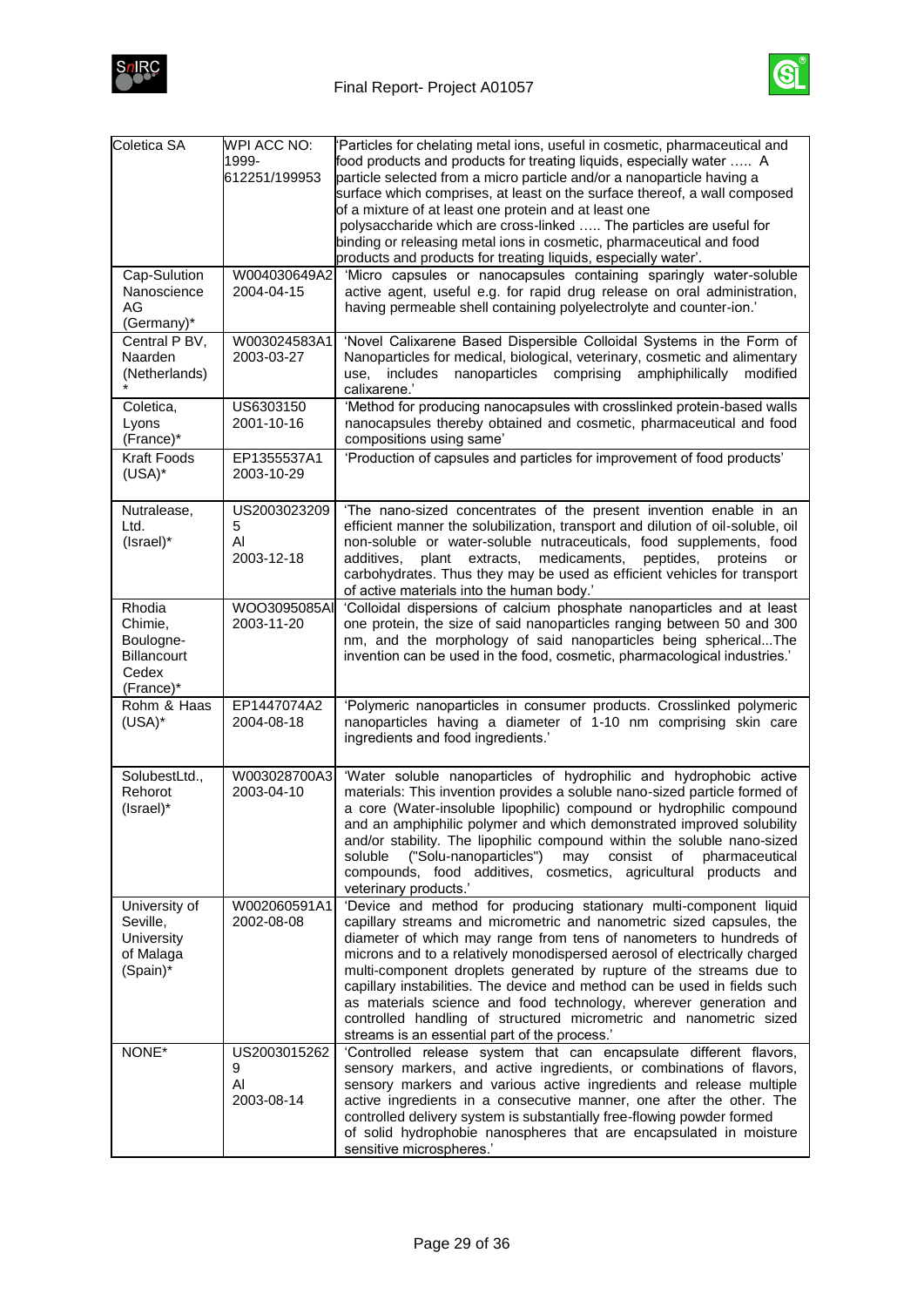| | | |
|---|---|---|
| Coletica SA | WPI ACC NO: 1999-612251/199953 | 'Particles for chelating metal ions, useful in cosmetic, pharmaceutical and food products and products for treating liquids, especially water ….. A particle selected from a micro particle and/or a nanoparticle having a surface which comprises, at least on the surface thereof, a wall composed of a mixture of at least one protein and at least one polysaccharide which are cross-linked ….. The particles are useful for binding or releasing metal ions in cosmetic, pharmaceutical and food products and products for treating liquids, especially water'. |
| Cap-Sulution Nanoscience AG (Germany)* | W004030649A2 2004-04-15 | 'Micro capsules or nanocapsules containing sparingly water-soluble active agent, useful e.g. for rapid drug release on oral administration, having permeable shell containing polyelectrolyte and counter-ion.' |
| Central P BV, Naarden (Netherlands) * | W003024583A1 2003-03-27 | 'Novel Calixarene Based Dispersible Colloidal Systems in the Form of Nanoparticles for medical, biological, veterinary, cosmetic and alimentary use, includes nanoparticles comprising amphiphilically modified calixarene.' |
| Coletica, Lyons (France)* | US6303150 2001-10-16 | 'Method for producing nanocapsules with crosslinked protein-based walls nanocapsules thereby obtained and cosmetic, pharmaceutical and food compositions using same' |
| Kraft Foods (USA)* | EP1355537A1 2003-10-29 | 'Production of capsules and particles for improvement of food products' |
| Nutralease, Ltd. (Israel)* | US2003023209 5 Al 2003-12-18 | 'The nano-sized concentrates of the present invention enable in an efficient manner the solubilization, transport and dilution of oil-soluble, oil non-soluble or water-soluble nutraceuticals, food supplements, food additives, plant extracts, medicaments, peptides, proteins or carbohydrates. Thus they may be used as efficient vehicles for transport of active materials into the human body.' |
| Rhodia Chimie, Boulogne-Billancourt Cedex (France)* | WOO3095085Al 2003-11-20 | 'Colloidal dispersions of calcium phosphate nanoparticles and at least one protein, the size of said nanoparticles ranging between 50 and 300 nm, and the morphology of said nanoparticles being spherical...The invention can be used in the food, cosmetic, pharmacological industries.' |
| Rohm & Haas (USA)* | EP1447074A2 2004-08-18 | 'Polymeric nanoparticles in consumer products. Crosslinked polymeric nanoparticles having a diameter of 1-10 nm comprising skin care ingredients and food ingredients.' |
| SolubestLtd., Rehorot (Israel)* | W003028700A3 2003-04-10 | 'Water soluble nanoparticles of hydrophilic and hydrophobic active materials: This invention provides a soluble nano-sized particle formed of a core (Water-insoluble lipophilic) compound or hydrophilic compound and an amphiphilic polymer and which demonstrated improved solubility and/or stability. The lipophilic compound within the soluble nano-sized soluble ("Solu-nanoparticles") may consist of pharmaceutical compounds, food additives, cosmetics, agricultural products and veterinary products.' |
| University of Seville, University of Malaga (Spain)* | W002060591A1 2002-08-08 | 'Device and method for producing stationary multi-component liquid capillary streams and micrometric and nanometric sized capsules, the diameter of which may range from tens of nanometers to hundreds of microns and to a relatively monodispersed aerosol of electrically charged multi-component droplets generated by rupture of the streams due to capillary instabilities. The device and method can be used in fields such as materials science and food technology, wherever generation and controlled handling of structured micrometric and nanometric sized streams is an essential part of the process.' |
| NONE* | US2003015262 9 Al 2003-08-14 | 'Controlled release system that can encapsulate different flavors, sensory markers, and active ingredients, or combinations of flavors, sensory markers and various active ingredients and release multiple active ingredients in a consecutive manner, one after the other. The controlled delivery system is substantially free-flowing powder formed of solid hydrophobie nanospheres that are encapsulated in moisture sensitive microspheres.' |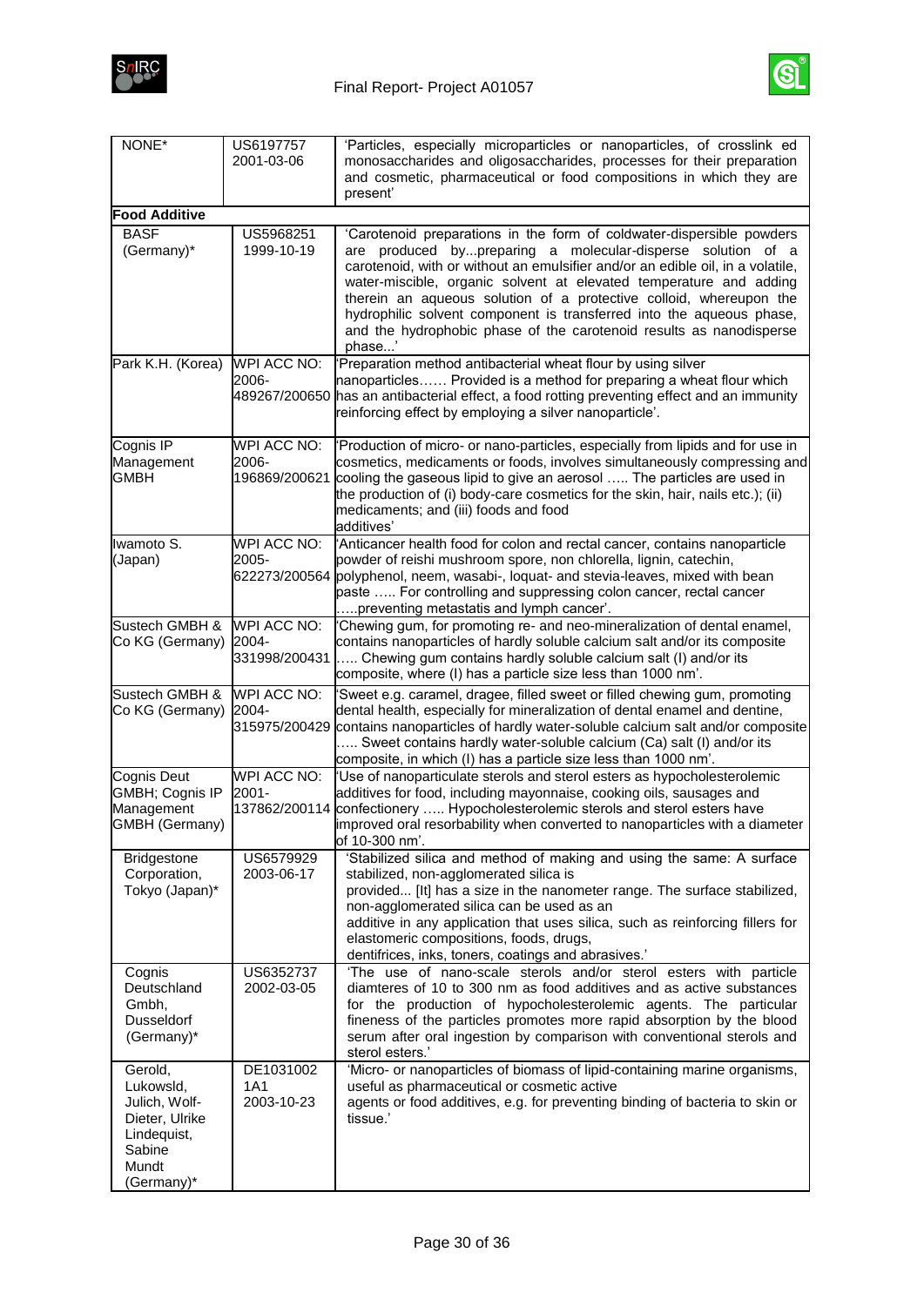| | | |
|---|---|---|
| NONE* | US6197757 2001-03-06 | 'Particles, especially microparticles or nanoparticles, of crosslink ed monosaccharides and oligosaccharides, processes for their preparation and cosmetic, pharmaceutical or food compositions in which they are present' |
| **Food Additive** | | |
| BASF (Germany)* | US5968251 1999-10-19 | 'Carotenoid preparations in the form of coldwater-dispersible powders are produced by...preparing a molecular-disperse solution of a carotenoid, with or without an emulsifier and/or an edible oil, in a volatile, water-miscible, organic solvent at elevated temperature and adding therein an aqueous solution of a protective colloid, whereupon the hydrophilic solvent component is transferred into the aqueous phase, and the hydrophobic phase of the carotenoid results as nanodisperse phase...' |
| Park K.H. (Korea) | WPI ACC NO: 2006-489267/200650 | 'Preparation method antibacterial wheat flour by using silver nanoparticles…… Provided is a method for preparing a wheat flour which has an antibacterial effect, a food rotting preventing effect and an immunity reinforcing effect by employing a silver nanoparticle'. |
| Cognis IP Management GMBH | WPI ACC NO: 2006-196869/200621 | 'Production of micro- or nano-particles, especially from lipids and for use in cosmetics, medicaments or foods, involves simultaneously compressing and cooling the gaseous lipid to give an aerosol ….. The particles are used in the production of (i) body-care cosmetics for the skin, hair, nails etc.); (ii) medicaments; and (iii) foods and food additives' |
| Iwamoto S. (Japan) | WPI ACC NO: 2005-622273/200564 | 'Anticancer health food for colon and rectal cancer, contains nanoparticle powder of reishi mushroom spore, non chlorella, lignin, catechin, polyphenol, neem, wasabi-, loquat- and stevia-leaves, mixed with bean paste ….. For controlling and suppressing colon cancer, rectal cancer …..preventing metastatis and lymph cancer'. |
| Sustech GMBH & Co KG (Germany) | WPI ACC NO: 2004-331998/200431 | 'Chewing gum, for promoting re- and neo-mineralization of dental enamel, contains nanoparticles of hardly soluble calcium salt and/or its composite ….. Chewing gum contains hardly soluble calcium salt (I) and/or its composite, where (I) has a particle size less than 1000 nm'. |
| Sustech GMBH & Co KG (Germany) | WPI ACC NO: 2004-315975/200429 | 'Sweet e.g. caramel, dragee, filled sweet or filled chewing gum, promoting dental health, especially for mineralization of dental enamel and dentine, contains nanoparticles of hardly water-soluble calcium salt and/or composite ….. Sweet contains hardly water-soluble calcium (Ca) salt (I) and/or its composite, in which (I) has a particle size less than 1000 nm'. |
| Cognis Deut GMBH; Cognis IP Management GMBH (Germany) | WPI ACC NO: 2001-137862/200114 | 'Use of nanoparticulate sterols and sterol esters as hypocholesterolemic additives for food, including mayonnaise, cooking oils, sausages and confectionery ….. Hypocholesterolemic sterols and sterol esters have improved oral resorbability when converted to nanoparticles with a diameter of 10-300 nm'. |
| Bridgestone Corporation, Tokyo (Japan)* | US6579929 2003-06-17 | 'Stabilized silica and method of making and using the same: A surface stabilized, non-agglomerated silica is provided... [It] has a size in the nanometer range. The surface stabilized, non-agglomerated silica can be used as an additive in any application that uses silica, such as reinforcing fillers for elastomeric compositions, foods, drugs, dentifrices, inks, toners, coatings and abrasives.' |
| Cognis Deutschland Gmbh, Dusseldorf (Germany)* | US6352737 2002-03-05 | 'The use of nano-scale sterols and/or sterol esters with particle diamteres of 10 to 300 nm as food additives and as active substances for the production of hypocholesterolemic agents. The particular fineness of the particles promotes more rapid absorption by the blood serum after oral ingestion by comparison with conventional sterols and sterol esters.' |
| Gerold, Lukowsld, Julich, Wolf-Dieter, Ulrike Lindequist, Sabine Mundt (Germany)* | DE1031002 1A1 2003-10-23 | 'Micro- or nanoparticles of biomass of lipid-containing marine organisms, useful as pharmaceutical or cosmetic active agents or food additives, e.g. for preventing binding of bacteria to skin or tissue.' |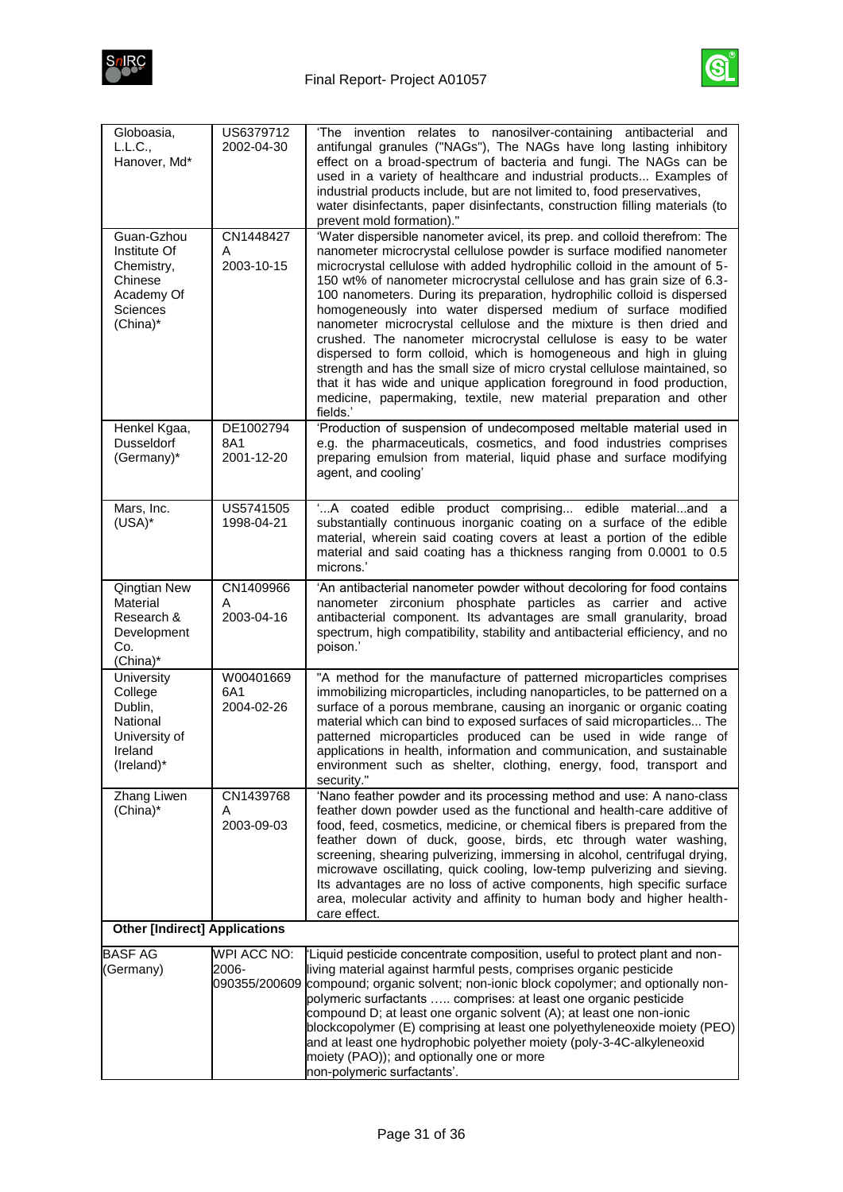| | | |
|---|---|---|
| Globoasia, L.L.C., Hanover, Md* | US6379712 2002-04-30 | 'The invention relates to nanosilver-containing antibacterial and antifungal granules ("NAGs"), The NAGs have long lasting inhibitory effect on a broad-spectrum of bacteria and fungi. The NAGs can be used in a variety of healthcare and industrial products... Examples of industrial products include, but are not limited to, food preservatives, water disinfectants, paper disinfectants, construction filling materials (to prevent mold formation)." |
| Guan-Gzhou Institute Of Chemistry, Chinese Academy Of Sciences (China)* | CN1448427 A 2003-10-15 | 'Water dispersible nanometer avicel, its prep. and colloid therefrom: The nanometer microcrystal cellulose powder is surface modified nanometer microcrystal cellulose with added hydrophilic colloid in the amount of 5-150 wt% of nanometer microcrystal cellulose and has grain size of 6.3-100 nanometers. During its preparation, hydrophilic colloid is dispersed homogeneously into water dispersed medium of surface modified nanometer microcrystal cellulose and the mixture is then dried and crushed. The nanometer microcrystal cellulose is easy to be water dispersed to form colloid, which is homogeneous and high in gluing strength and has the small size of micro crystal cellulose maintained, so that it has wide and unique application foreground in food production, medicine, papermaking, textile, new material preparation and other fields.' |
| Henkel Kgaa, Dusseldorf (Germany)* | DE10027948A1 2001-12-20 | 'Production of suspension of undecomposed meltable material used in e.g. the pharmaceuticals, cosmetics, and food industries comprises preparing emulsion from material, liquid phase and surface modifying agent, and cooling' |
| Mars, Inc. (USA)* | US5741505 1998-04-21 | '...A coated edible product comprising... edible material...and a substantially continuous inorganic coating on a surface of the edible material, wherein said coating covers at least a portion of the edible material and said coating has a thickness ranging from 0.0001 to 0.5 microns.' |
| Qingtian New Material Research & Development Co. (China)* | CN1409966 A 2003-04-16 | 'An antibacterial nanometer powder without decoloring for food contains nanometer zirconium phosphate particles as carrier and active antibacterial component. Its advantages are small granularity, broad spectrum, high compatibility, stability and antibacterial efficiency, and no poison.' |
| University College Dublin, National University of Ireland (Ireland)* | W004016696A1 2004-02-26 | "A method for the manufacture of patterned microparticles comprises immobilizing microparticles, including nanoparticles, to be patterned on a surface of a porous membrane, causing an inorganic or organic coating material which can bind to exposed surfaces of said microparticles... The patterned microparticles produced can be used in wide range of applications in health, information and communication, and sustainable environment such as shelter, clothing, energy, food, transport and security." |
| Zhang Liwen (China)* | CN1439768 A 2003-09-03 | 'Nano feather powder and its processing method and use: A nano-class feather down powder used as the functional and health-care additive of food, feed, cosmetics, medicine, or chemical fibers is prepared from the feather down of duck, goose, birds, etc through water washing, screening, shearing pulverizing, immersing in alcohol, centrifugal drying, microwave oscillating, quick cooling, low-temp pulverizing and sieving. Its advantages are no loss of active components, high specific surface area, molecular activity and affinity to human body and higher health-care effect. |
| **Other [Indirect] Applications** | | |
| BASF AG (Germany) | WPI ACC NO: 2006-090355/200609 | 'Liquid pesticide concentrate composition, useful to protect plant and non-living material against harmful pests, comprises organic pesticide compound; organic solvent; non-ionic block copolymer; and optionally non-polymeric surfactants ….. comprises: at least one organic pesticide compound D; at least one organic solvent (A); at least one non-ionic blockcopolymer (E) comprising at least one polyethyleneoxide moiety (PEO) and at least one hydrophobic polyether moiety (poly-3-4C-alkyleneoxid moiety (PAO)); and optionally one or more non-polymeric surfactants'. |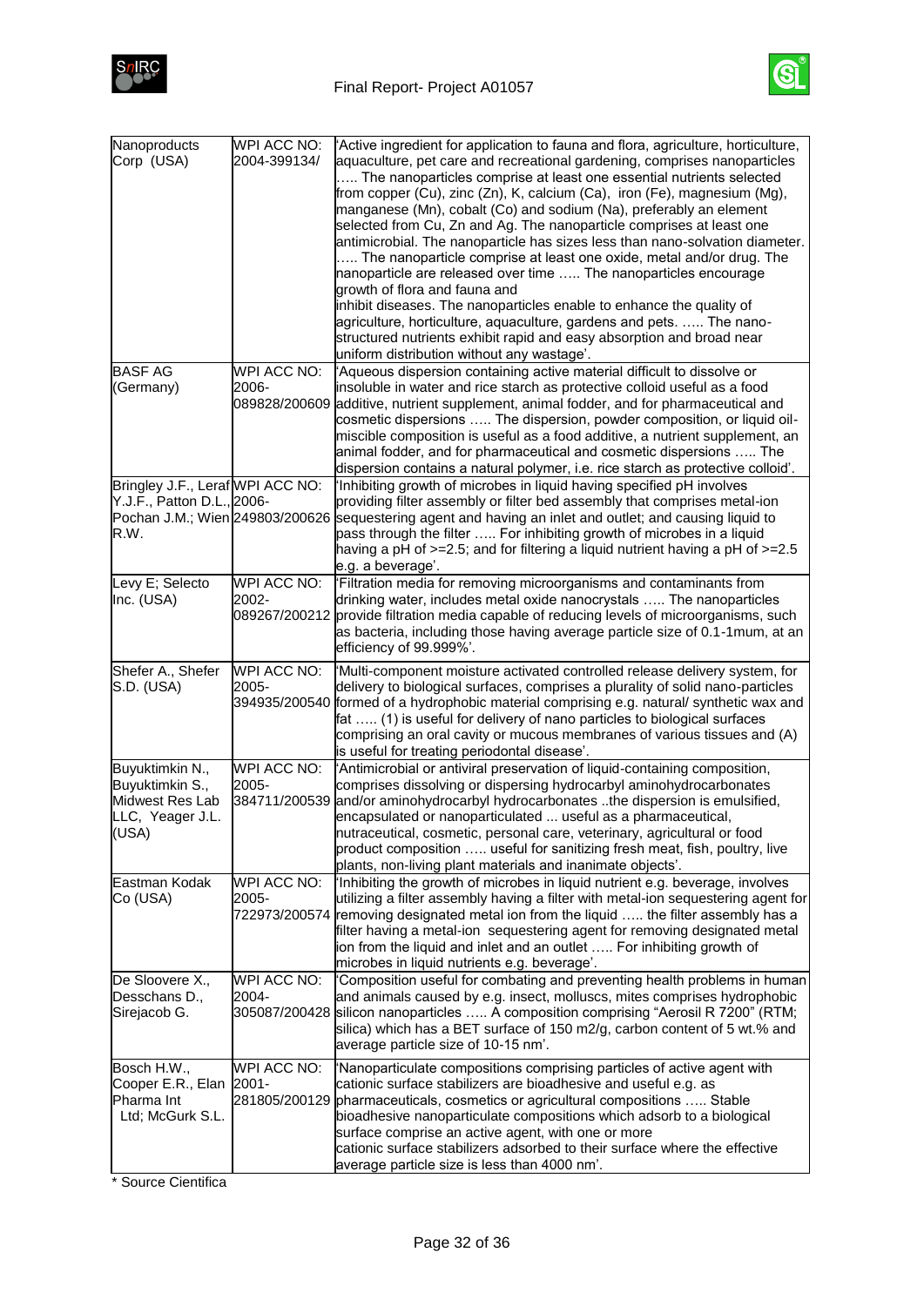| | | |
|---|---|---|
| Nanoproducts Corp (USA) | WPI ACC NO: 2004-399134/ | 'Active ingredient for application to fauna and flora, agriculture, horticulture, aquaculture, pet care and recreational gardening, comprises nanoparticles ….. The nanoparticles comprise at least one essential nutrients selected from copper (Cu), zinc (Zn), K, calcium (Ca), iron (Fe), magnesium (Mg), manganese (Mn), cobalt (Co) and sodium (Na), preferably an element selected from Cu, Zn and Ag. The nanoparticle comprises at least one antimicrobial. The nanoparticle has sizes less than nano-solvation diameter. ….. The nanoparticle comprise at least one oxide, metal and/or drug. The nanoparticle are released over time ….. The nanoparticles encourage growth of flora and fauna and inhibit diseases. The nanoparticles enable to enhance the quality of agriculture, horticulture, aquaculture, gardens and pets. ….. The nano-structured nutrients exhibit rapid and easy absorption and broad near uniform distribution without any wastage'. |
| BASF AG (Germany) | WPI ACC NO: 2006-089828/200609 | 'Aqueous dispersion containing active material difficult to dissolve or insoluble in water and rice starch as protective colloid useful as a food additive, nutrient supplement, animal fodder, and for pharmaceutical and cosmetic dispersions ….. The dispersion, powder composition, or liquid oil-miscible composition is useful as a food additive, a nutrient supplement, an animal fodder, and for pharmaceutical and cosmetic dispersions ….. The dispersion contains a natural polymer, i.e. rice starch as protective colloid'. |
| Bringley J.F., Leraf Y.J.F., Patton D.L., Pochan J.M.; Wien R.W. | WPI ACC NO: 2006-249803/200626 | 'Inhibiting growth of microbes in liquid having specified pH involves providing filter assembly or filter bed assembly that comprises metal-ion sequestering agent and having an inlet and outlet; and causing liquid to pass through the filter ….. For inhibiting growth of microbes in a liquid having a pH of >=2.5; and for filtering a liquid nutrient having a pH of >=2.5 e.g. a beverage'. |
| Levy E; Selecto Inc. (USA) | WPI ACC NO: 2002-089267/200212 | 'Filtration media for removing microorganisms and contaminants from drinking water, includes metal oxide nanocrystals ….. The nanoparticles provide filtration media capable of reducing levels of microorganisms, such as bacteria, including those having average particle size of 0.1-1mum, at an efficiency of 99.999%'. |
| Shefer A., Shefer S.D. (USA) | WPI ACC NO: 2005-394935/200540 | 'Multi-component moisture activated controlled release delivery system, for delivery to biological surfaces, comprises a plurality of solid nano-particles formed of a hydrophobic material comprising e.g. natural/ synthetic wax and fat ….. (1) is useful for delivery of nano particles to biological surfaces comprising an oral cavity or mucous membranes of various tissues and (A) is useful for treating periodontal disease'. |
| Buyuktimkin N., Buyuktimkin S., Midwest Res Lab LLC, Yeager J.L. (USA) | WPI ACC NO: 2005-384711/200539 | 'Antimicrobial or antiviral preservation of liquid-containing composition, comprises dissolving or dispersing hydrocarbyl aminohydrocarbonates and/or aminohydrocarbyl hydrocarbonates ..the dispersion is emulsified, encapsulated or nanoparticulated ... useful as a pharmaceutical, nutraceutical, cosmetic, personal care, veterinary, agricultural or food product composition ….. useful for sanitizing fresh meat, fish, poultry, live plants, non-living plant materials and inanimate objects'. |
| Eastman Kodak Co (USA) | WPI ACC NO: 2005-722973/200574 | 'Inhibiting the growth of microbes in liquid nutrient e.g. beverage, involves utilizing a filter assembly having a filter with metal-ion sequestering agent for removing designated metal ion from the liquid ….. the filter assembly has a filter having a metal-ion sequestering agent for removing designated metal ion from the liquid and inlet and an outlet ….. For inhibiting growth of microbes in liquid nutrients e.g. beverage'. |
| De Sloovere X., Desschans D., Sirejacob G. | WPI ACC NO: 2004-305087/200428 | 'Composition useful for combating and preventing health problems in human and animals caused by e.g. insect, molluscs, mites comprises hydrophobic silicon nanoparticles ….. A composition comprising "Aerosil R 7200" (RTM; silica) which has a BET surface of 150 m2/g, carbon content of 5 wt.% and average particle size of 10-15 nm'. |
| Bosch H.W., Cooper E.R., Elan Pharma Int Ltd; McGurk S.L. | WPI ACC NO: 2001-281805/200129 | 'Nanoparticulate compositions comprising particles of active agent with cationic surface stabilizers are bioadhesive and useful e.g. as pharmaceuticals, cosmetics or agricultural compositions ….. Stable bioadhesive nanoparticulate compositions which adsorb to a biological surface comprise an active agent, with one or more cationic surface stabilizers adsorbed to their surface where the effective average particle size is less than 4000 nm'. |

* Source Cientifica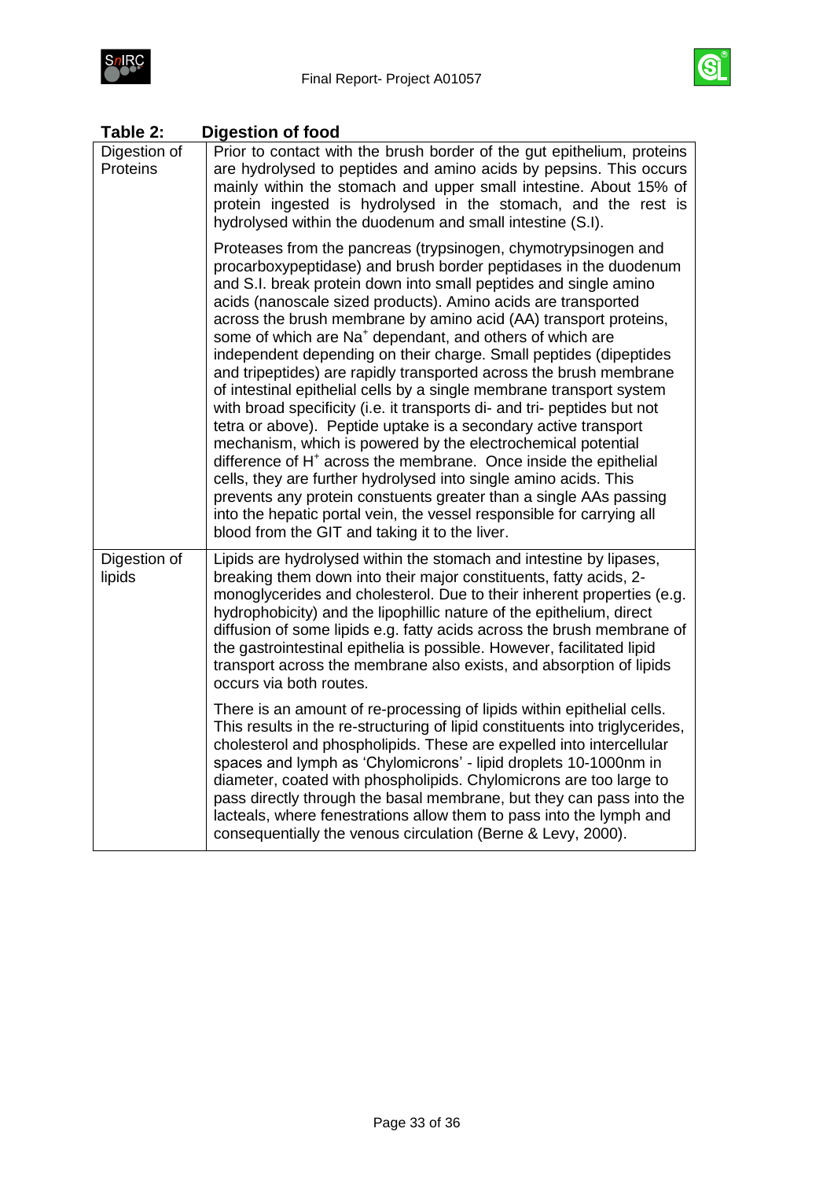**Table 2: Digestion of food**

| | |
|---|---|
| Digestion of Proteins | Prior to contact with the brush border of the gut epithelium, proteins are hydrolysed to peptides and amino acids by pepsins. This occurs mainly within the stomach and upper small intestine. About 15% of protein ingested is hydrolysed in the stomach, and the rest is hydrolysed within the duodenum and small intestine (S.I).<br><br>Proteases from the pancreas (trypsinogen, chymotrypsinogen and procarboxypeptidase) and brush border peptidases in the duodenum and S.I. break protein down into small peptides and single amino acids (nanoscale sized products). Amino acids are transported across the brush membrane by amino acid (AA) transport proteins, some of which are $Na^+$ dependant, and others of which are independent depending on their charge. Small peptides (dipeptides and tripeptides) are rapidly transported across the brush membrane of intestinal epithelial cells by a single membrane transport system with broad specificity (i.e. it transports di- and tri- peptides but not tetra or above). Peptide uptake is a secondary active transport mechanism, which is powered by the electrochemical potential difference of $H^+$ across the membrane. Once inside the epithelial cells, they are further hydrolysed into single amino acids. This prevents any protein constuents greater than a single AAs passing into the hepatic portal vein, the vessel responsible for carrying all blood from the GIT and taking it to the liver. |
| Digestion of lipids | Lipids are hydrolysed within the stomach and intestine by lipases, breaking them down into their major constituents, fatty acids, 2-monoglycerides and cholesterol. Due to their inherent properties (e.g. hydrophobicity) and the lipophillic nature of the epithelium, direct diffusion of some lipids e.g. fatty acids across the brush membrane of the gastrointestinal epithelia is possible. However, facilitated lipid transport across the membrane also exists, and absorption of lipids occurs via both routes.<br><br>There is an amount of re-processing of lipids within epithelial cells. This results in the re-structuring of lipid constituents into triglycerides, cholesterol and phospholipids. These are expelled into intercellular spaces and lymph as 'Chylomicrons' - lipid droplets 10-1000nm in diameter, coated with phospholipids. Chylomicrons are too large to pass directly through the basal membrane, but they can pass into the lacteals, where fenestrations allow them to pass into the lymph and consequentially the venous circulation (Berne & Levy, 2000). |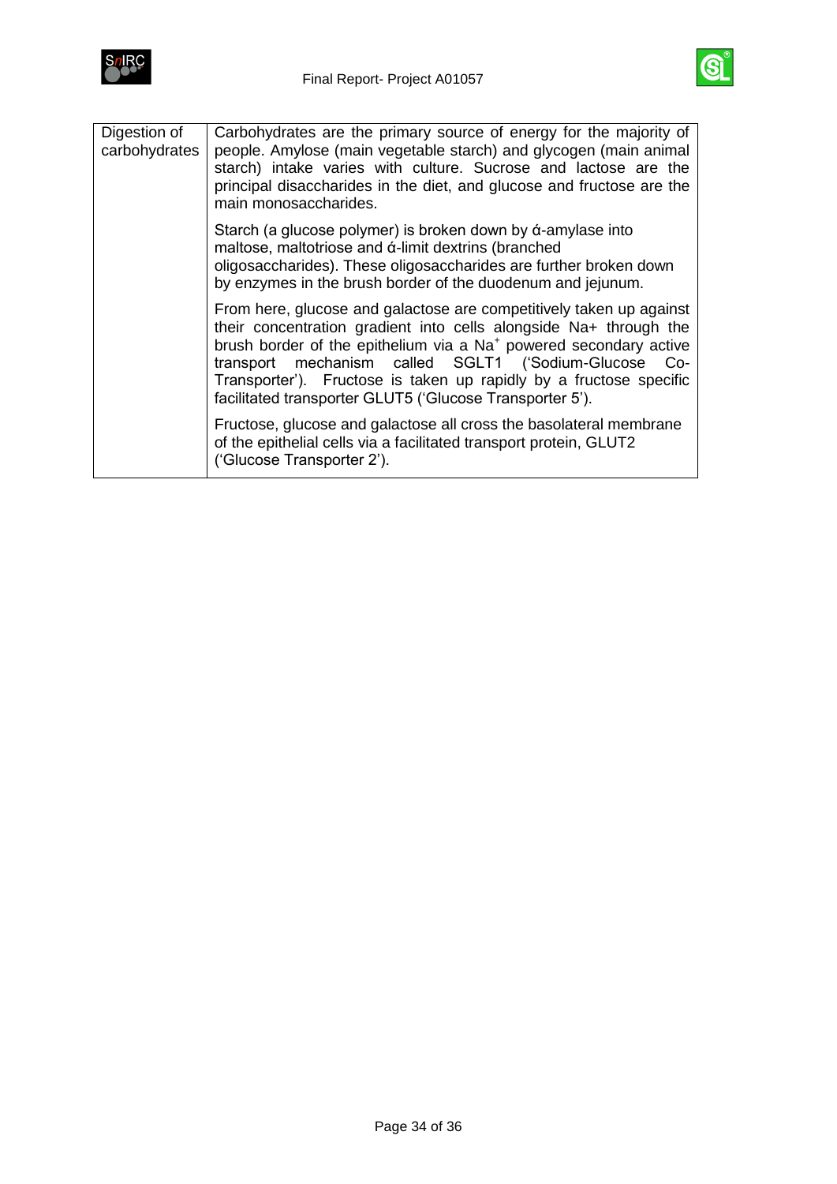| Digestion of carbohydrates | Carbohydrates are the primary source of energy for the majority of people. Amylose (main vegetable starch) and glycogen (main animal starch) intake varies with culture. Sucrose and lactose are the principal disaccharides in the diet, and glucose and fructose are the main monosaccharides.<br><br>Starch (a glucose polymer) is broken down by ά-amylase into maltose, maltotriose and ά-limit dextrins (branched oligosaccharides). These oligosaccharides are further broken down by enzymes in the brush border of the duodenum and jejunum.<br><br>From here, glucose and galactose are competitively taken up against their concentration gradient into cells alongside Na+ through the brush border of the epithelium via a $Na^+$ powered secondary active transport mechanism called SGLT1 ('Sodium-Glucose Co-Transporter'). Fructose is taken up rapidly by a fructose specific facilitated transporter GLUT5 ('Glucose Transporter 5').<br><br>Fructose, glucose and galactose all cross the basolateral membrane of the epithelial cells via a facilitated transport protein, GLUT2 ('Glucose Transporter 2'). |
|---|---|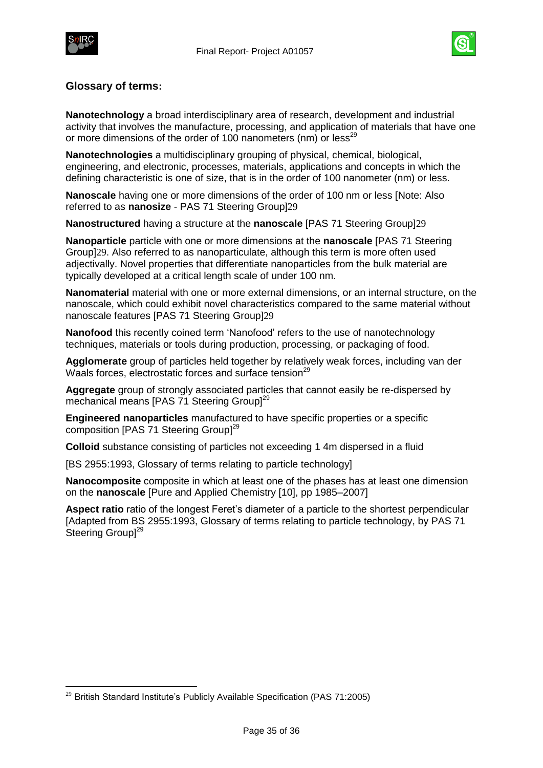## Glossary of terms:

**Nanotechnology** a broad interdisciplinary area of research, development and industrial activity that involves the manufacture, processing, and application of materials that have one or more dimensions of the order of 100 nanometers (nm) or less[29]

**Nanotechnologies** a multidisciplinary grouping of physical, chemical, biological, engineering, and electronic, processes, materials, applications and concepts in which the defining characteristic is one of size, that is in the order of 100 nanometer (nm) or less.

**Nanoscale** having one or more dimensions of the order of 100 nm or less [Note: Also referred to as **nanosize** - PAS 71 Steering Group]29

**Nanostructured** having a structure at the **nanoscale** [PAS 71 Steering Group]29

**Nanoparticle** particle with one or more dimensions at the **nanoscale** [PAS 71 Steering Group]29. Also referred to as nanoparticulate, although this term is more often used adjectivally. Novel properties that differentiate nanoparticles from the bulk material are typically developed at a critical length scale of under 100 nm.

**Nanomaterial** material with one or more external dimensions, or an internal structure, on the nanoscale, which could exhibit novel characteristics compared to the same material without nanoscale features [PAS 71 Steering Group]29

**Nanofood** this recently coined term 'Nanofood' refers to the use of nanotechnology techniques, materials or tools during production, processing, or packaging of food.

**Agglomerate** group of particles held together by relatively weak forces, including van der Waals forces, electrostatic forces and surface tension[29]

**Aggregate** group of strongly associated particles that cannot easily be re-dispersed by mechanical means [PAS 71 Steering Group][29]

**Engineered nanoparticles** manufactured to have specific properties or a specific composition [PAS 71 Steering Group][29]

**Colloid** substance consisting of particles not exceeding 1 4m dispersed in a fluid

[BS 2955:1993, Glossary of terms relating to particle technology]

**Nanocomposite** composite in which at least one of the phases has at least one dimension on the **nanoscale** [Pure and Applied Chemistry [10], pp 1985–2007]

**Aspect ratio** ratio of the longest Feret's diameter of a particle to the shortest perpendicular [Adapted from BS 2955:1993, Glossary of terms relating to particle technology, by PAS 71 Steering Group][29]

---

[29] British Standard Institute's Publicly Available Specification (PAS 71:2005)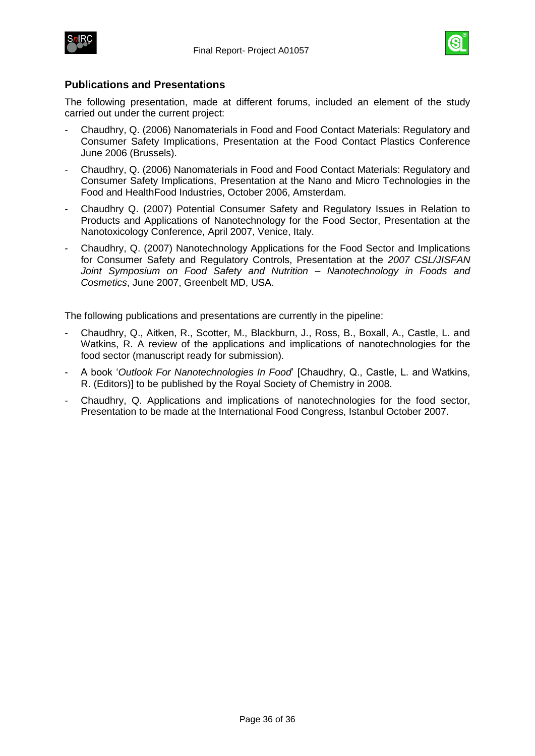## Publications and Presentations

The following presentation, made at different forums, included an element of the study carried out under the current project:

- Chaudhry, Q. (2006) Nanomaterials in Food and Food Contact Materials: Regulatory and Consumer Safety Implications, Presentation at the Food Contact Plastics Conference June 2006 (Brussels).
- Chaudhry, Q. (2006) Nanomaterials in Food and Food Contact Materials: Regulatory and Consumer Safety Implications, Presentation at the Nano and Micro Technologies in the Food and HealthFood Industries, October 2006, Amsterdam.
- Chaudhry Q. (2007) Potential Consumer Safety and Regulatory Issues in Relation to Products and Applications of Nanotechnology for the Food Sector, Presentation at the Nanotoxicology Conference, April 2007, Venice, Italy.
- Chaudhry, Q. (2007) Nanotechnology Applications for the Food Sector and Implications for Consumer Safety and Regulatory Controls, Presentation at the *2007 CSL/JISFAN Joint Symposium on Food Safety and Nutrition – Nanotechnology in Foods and Cosmetics*, June 2007, Greenbelt MD, USA.

The following publications and presentations are currently in the pipeline:

- Chaudhry, Q., Aitken, R., Scotter, M., Blackburn, J., Ross, B., Boxall, A., Castle, L. and Watkins, R. A review of the applications and implications of nanotechnologies for the food sector (manuscript ready for submission).
- A book '*Outlook For Nanotechnologies In Food*' [Chaudhry, Q., Castle, L. and Watkins, R. (Editors)] to be published by the Royal Society of Chemistry in 2008.
- Chaudhry, Q. Applications and implications of nanotechnologies for the food sector, Presentation to be made at the International Food Congress, Istanbul October 2007.